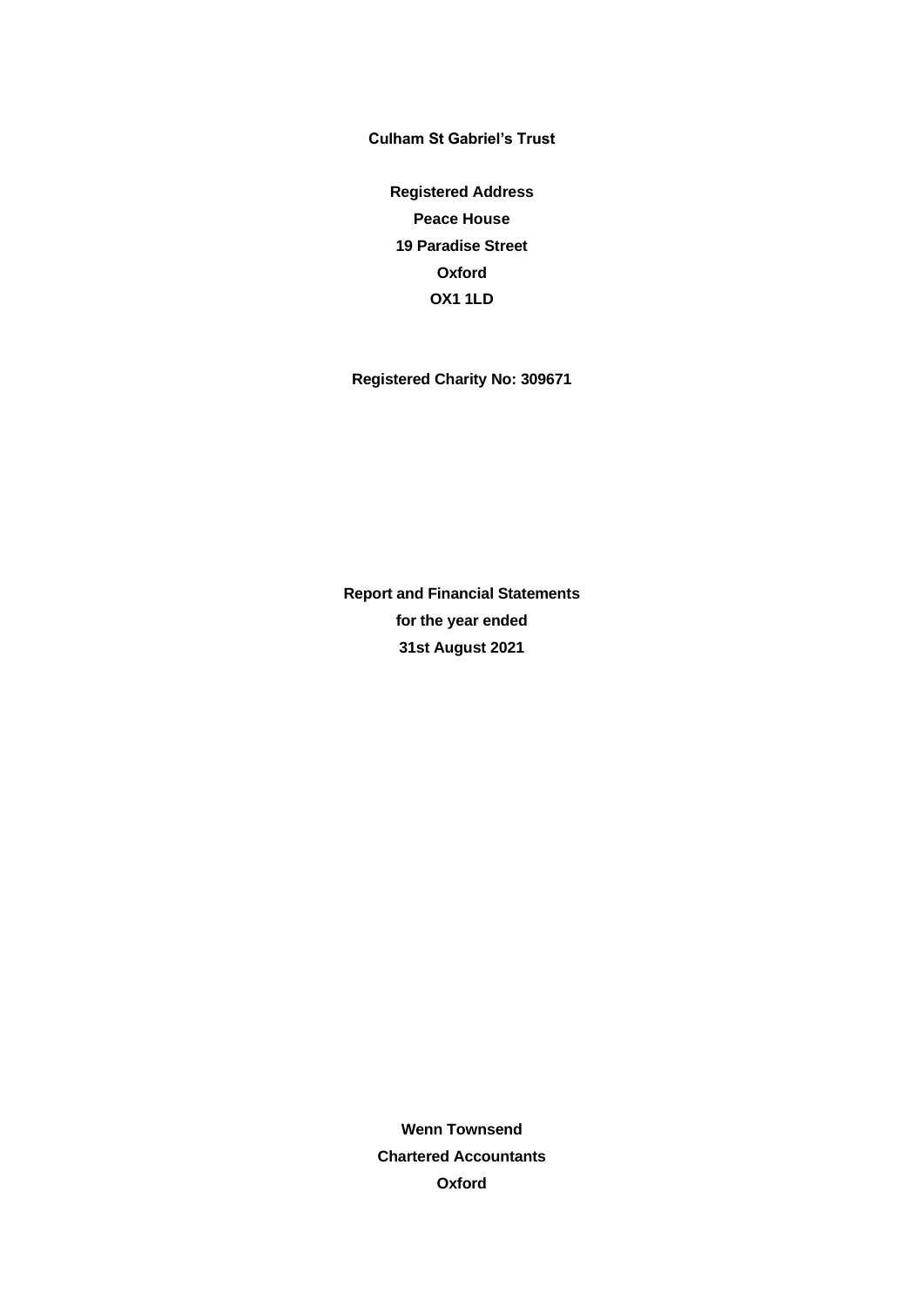**Culham St Gabriel's Trust**

**Registered Address**

**Peace House**

**19 Paradise Street**

**Oxford**

**OX1 1LD**

**Registered Charity No: 309671**

**Report and Financial Statements**

**for the year ended**

**31st August 2021**

**Wenn Townsend**

**Chartered Accountants**

**Oxford**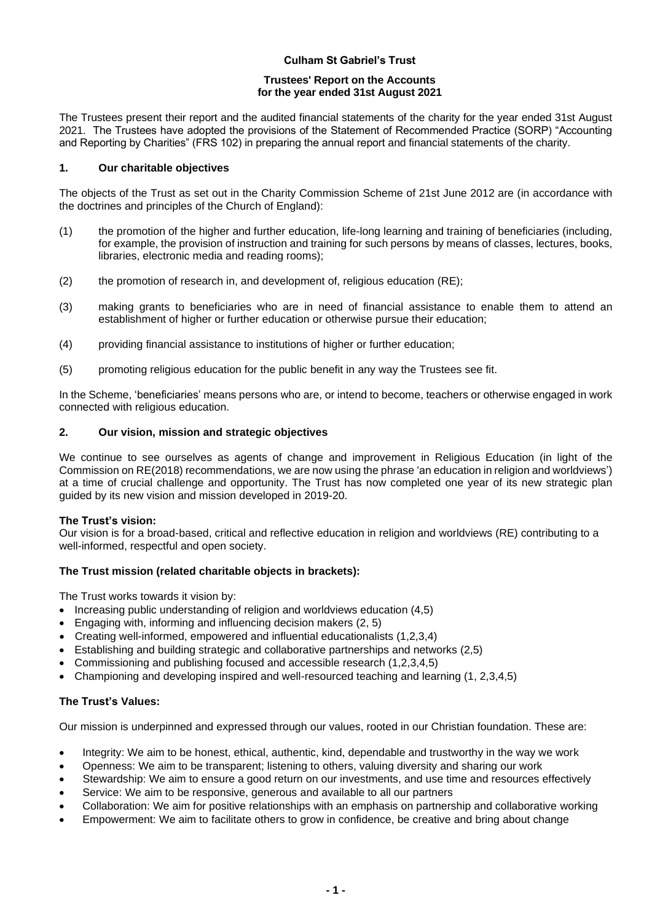**Culham St Gabriel's Trust**

**Trustees' Report on the Accounts**
**for the year ended 31st August 2021**

The Trustees present their report and the audited financial statements of the charity for the year ended 31st August 2021. The Trustees have adopted the provisions of the Statement of Recommended Practice (SORP) "Accounting and Reporting by Charities" (FRS 102) in preparing the annual report and financial statements of the charity.

## 1. Our charitable objectives

The objects of the Trust as set out in the Charity Commission Scheme of 21st June 2012 are (in accordance with the doctrines and principles of the Church of England):

(1) the promotion of the higher and further education, life-long learning and training of beneficiaries (including, for example, the provision of instruction and training for such persons by means of classes, lectures, books, libraries, electronic media and reading rooms);

(2) the promotion of research in, and development of, religious education (RE);

(3) making grants to beneficiaries who are in need of financial assistance to enable them to attend an establishment of higher or further education or otherwise pursue their education;

(4) providing financial assistance to institutions of higher or further education;

(5) promoting religious education for the public benefit in any way the Trustees see fit.

In the Scheme, 'beneficiaries' means persons who are, or intend to become, teachers or otherwise engaged in work connected with religious education.

## 2. Our vision, mission and strategic objectives

We continue to see ourselves as agents of change and improvement in Religious Education (in light of the Commission on RE(2018) recommendations, we are now using the phrase 'an education in religion and worldviews') at a time of crucial challenge and opportunity. The Trust has now completed one year of its new strategic plan guided by its new vision and mission developed in 2019-20.

**The Trust's vision:**
Our vision is for a broad-based, critical and reflective education in religion and worldviews (RE) contributing to a well-informed, respectful and open society.

**The Trust mission (related charitable objects in brackets):**

The Trust works towards it vision by:

- Increasing public understanding of religion and worldviews education (4,5)
- Engaging with, informing and influencing decision makers (2, 5)
- Creating well-informed, empowered and influential educationalists (1,2,3,4)
- Establishing and building strategic and collaborative partnerships and networks (2,5)
- Commissioning and publishing focused and accessible research (1,2,3,4,5)
- Championing and developing inspired and well-resourced teaching and learning (1, 2,3,4,5)

**The Trust's Values:**

Our mission is underpinned and expressed through our values, rooted in our Christian foundation. These are:

- Integrity: We aim to be honest, ethical, authentic, kind, dependable and trustworthy in the way we work
- Openness: We aim to be transparent; listening to others, valuing diversity and sharing our work
- Stewardship: We aim to ensure a good return on our investments, and use time and resources effectively
- Service: We aim to be responsive, generous and available to all our partners
- Collaboration: We aim for positive relationships with an emphasis on partnership and collaborative working
- Empowerment: We aim to facilitate others to grow in confidence, be creative and bring about change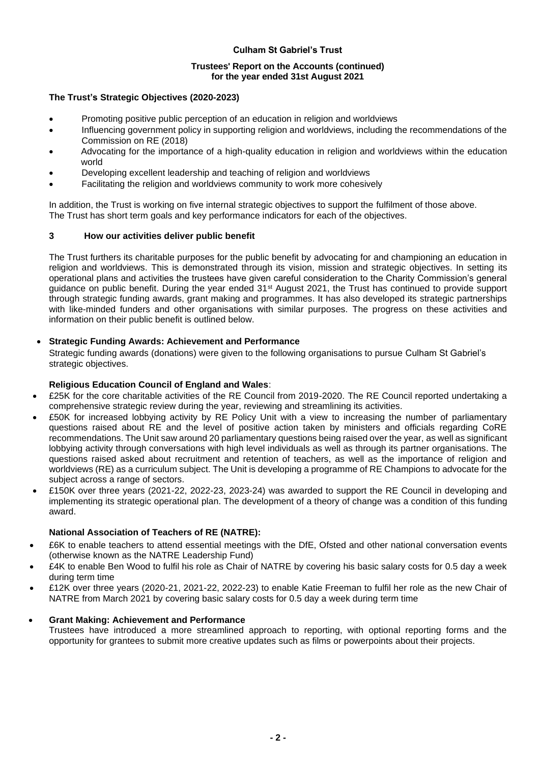**Culham St Gabriel's Trust**

**Trustees' Report on the Accounts (continued)**
**for the year ended 31st August 2021**

**The Trust's Strategic Objectives (2020-2023)**

- Promoting positive public perception of an education in religion and worldviews
- Influencing government policy in supporting religion and worldviews, including the recommendations of the Commission on RE (2018)
- Advocating for the importance of a high-quality education in religion and worldviews within the education world
- Developing excellent leadership and teaching of religion and worldviews
- Facilitating the religion and worldviews community to work more cohesively

In addition, the Trust is working on five internal strategic objectives to support the fulfilment of those above. The Trust has short term goals and key performance indicators for each of the objectives.

## 3 How our activities deliver public benefit

The Trust furthers its charitable purposes for the public benefit by advocating for and championing an education in religion and worldviews. This is demonstrated through its vision, mission and strategic objectives. In setting its operational plans and activities the trustees have given careful consideration to the Charity Commission's general guidance on public benefit. During the year ended 31st August 2021, the Trust has continued to provide support through strategic funding awards, grant making and programmes. It has also developed its strategic partnerships with like-minded funders and other organisations with similar purposes. The progress on these activities and information on their public benefit is outlined below.

- **Strategic Funding Awards: Achievement and Performance**

Strategic funding awards (donations) were given to the following organisations to pursue Culham St Gabriel's strategic objectives.

**Religious Education Council of England and Wales**:

- £25K for the core charitable activities of the RE Council from 2019-2020. The RE Council reported undertaking a comprehensive strategic review during the year, reviewing and streamlining its activities.
- £50K for increased lobbying activity by RE Policy Unit with a view to increasing the number of parliamentary questions raised about RE and the level of positive action taken by ministers and officials regarding CoRE recommendations. The Unit saw around 20 parliamentary questions being raised over the year, as well as significant lobbying activity through conversations with high level individuals as well as through its partner organisations. The questions raised asked about recruitment and retention of teachers, as well as the importance of religion and worldviews (RE) as a curriculum subject. The Unit is developing a programme of RE Champions to advocate for the subject across a range of sectors.
- £150K over three years (2021-22, 2022-23, 2023-24) was awarded to support the RE Council in developing and implementing its strategic operational plan. The development of a theory of change was a condition of this funding award.

**National Association of Teachers of RE (NATRE):**

- £6K to enable teachers to attend essential meetings with the DfE, Ofsted and other national conversation events (otherwise known as the NATRE Leadership Fund)
- £4K to enable Ben Wood to fulfil his role as Chair of NATRE by covering his basic salary costs for 0.5 day a week during term time
- £12K over three years (2020-21, 2021-22, 2022-23) to enable Katie Freeman to fulfil her role as the new Chair of NATRE from March 2021 by covering basic salary costs for 0.5 day a week during term time

- **Grant Making: Achievement and Performance**

Trustees have introduced a more streamlined approach to reporting, with optional reporting forms and the opportunity for grantees to submit more creative updates such as films or powerpoints about their projects.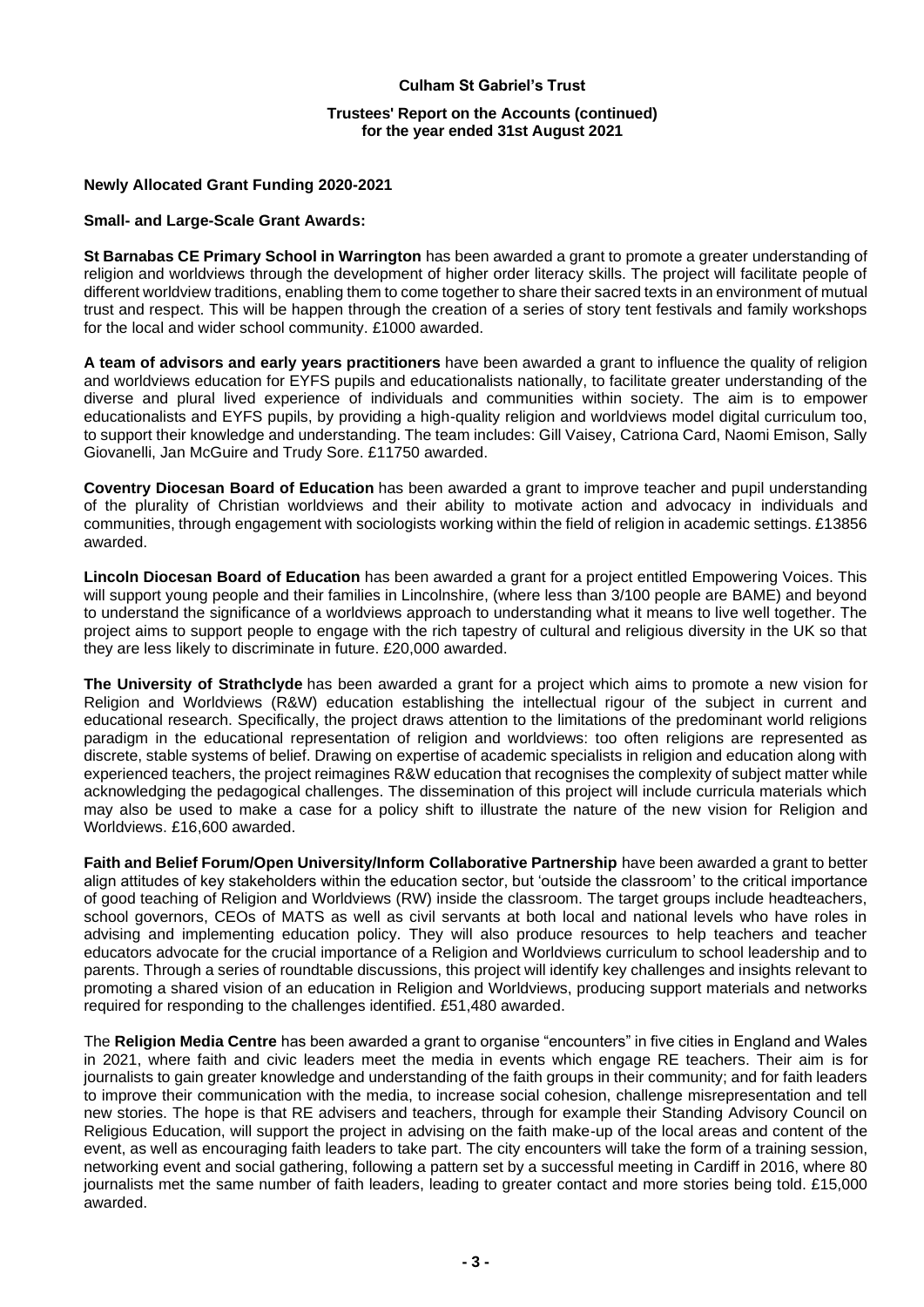**Culham St Gabriel's Trust**

**Trustees' Report on the Accounts (continued)**
**for the year ended 31st August 2021**

**Newly Allocated Grant Funding 2020-2021**

**Small- and Large-Scale Grant Awards:**

**St Barnabas CE Primary School in Warrington** has been awarded a grant to promote a greater understanding of religion and worldviews through the development of higher order literacy skills. The project will facilitate people of different worldview traditions, enabling them to come together to share their sacred texts in an environment of mutual trust and respect. This will be happen through the creation of a series of story tent festivals and family workshops for the local and wider school community. £1000 awarded.

**A team of advisors and early years practitioners** have been awarded a grant to influence the quality of religion and worldviews education for EYFS pupils and educationalists nationally, to facilitate greater understanding of the diverse and plural lived experience of individuals and communities within society. The aim is to empower educationalists and EYFS pupils, by providing a high-quality religion and worldviews model digital curriculum too, to support their knowledge and understanding. The team includes: Gill Vaisey, Catriona Card, Naomi Emison, Sally Giovanelli, Jan McGuire and Trudy Sore. £11750 awarded.

**Coventry Diocesan Board of Education** has been awarded a grant to improve teacher and pupil understanding of the plurality of Christian worldviews and their ability to motivate action and advocacy in individuals and communities, through engagement with sociologists working within the field of religion in academic settings. £13856 awarded.

**Lincoln Diocesan Board of Education** has been awarded a grant for a project entitled Empowering Voices. This will support young people and their families in Lincolnshire, (where less than 3/100 people are BAME) and beyond to understand the significance of a worldviews approach to understanding what it means to live well together. The project aims to support people to engage with the rich tapestry of cultural and religious diversity in the UK so that they are less likely to discriminate in future. £20,000 awarded.

**The University of Strathclyde** has been awarded a grant for a project which aims to promote a new vision for Religion and Worldviews (R&W) education establishing the intellectual rigour of the subject in current and educational research. Specifically, the project draws attention to the limitations of the predominant world religions paradigm in the educational representation of religion and worldviews: too often religions are represented as discrete, stable systems of belief. Drawing on expertise of academic specialists in religion and education along with experienced teachers, the project reimagines R&W education that recognises the complexity of subject matter while acknowledging the pedagogical challenges. The dissemination of this project will include curricula materials which may also be used to make a case for a policy shift to illustrate the nature of the new vision for Religion and Worldviews. £16,600 awarded.

**Faith and Belief Forum/Open University/Inform Collaborative Partnership** have been awarded a grant to better align attitudes of key stakeholders within the education sector, but 'outside the classroom' to the critical importance of good teaching of Religion and Worldviews (RW) inside the classroom. The target groups include headteachers, school governors, CEOs of MATS as well as civil servants at both local and national levels who have roles in advising and implementing education policy. They will also produce resources to help teachers and teacher educators advocate for the crucial importance of a Religion and Worldviews curriculum to school leadership and to parents. Through a series of roundtable discussions, this project will identify key challenges and insights relevant to promoting a shared vision of an education in Religion and Worldviews, producing support materials and networks required for responding to the challenges identified. £51,480 awarded.

The **Religion Media Centre** has been awarded a grant to organise "encounters" in five cities in England and Wales in 2021, where faith and civic leaders meet the media in events which engage RE teachers. Their aim is for journalists to gain greater knowledge and understanding of the faith groups in their community; and for faith leaders to improve their communication with the media, to increase social cohesion, challenge misrepresentation and tell new stories. The hope is that RE advisers and teachers, through for example their Standing Advisory Council on Religious Education, will support the project in advising on the faith make-up of the local areas and content of the event, as well as encouraging faith leaders to take part. The city encounters will take the form of a training session, networking event and social gathering, following a pattern set by a successful meeting in Cardiff in 2016, where 80 journalists met the same number of faith leaders, leading to greater contact and more stories being told. £15,000 awarded.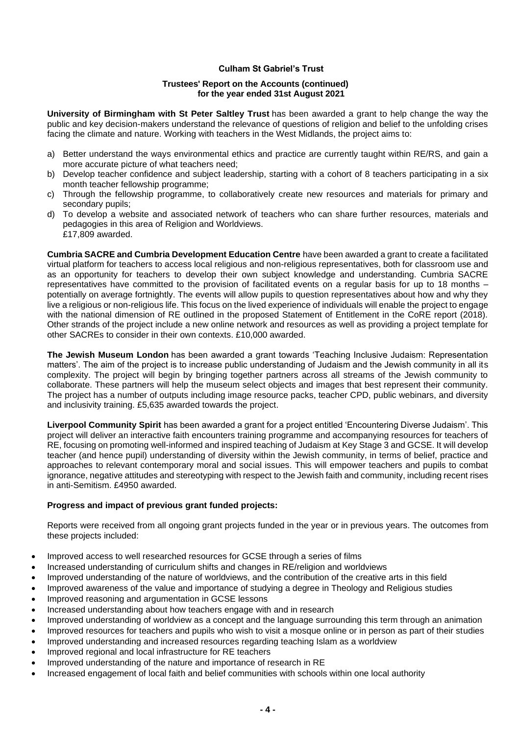**University of Birmingham with St Peter Saltley Trust** has been awarded a grant to help change the way the public and key decision-makers understand the relevance of questions of religion and belief to the unfolding crises facing the climate and nature. Working with teachers in the West Midlands, the project aims to:

a) Better understand the ways environmental ethics and practice are currently taught within RE/RS, and gain a more accurate picture of what teachers need;
b) Develop teacher confidence and subject leadership, starting with a cohort of 8 teachers participating in a six month teacher fellowship programme;
c) Through the fellowship programme, to collaboratively create new resources and materials for primary and secondary pupils;
d) To develop a website and associated network of teachers who can share further resources, materials and pedagogies in this area of Religion and Worldviews.
£17,809 awarded.

**Cumbria SACRE and Cumbria Development Education Centre** have been awarded a grant to create a facilitated virtual platform for teachers to access local religious and non-religious representatives, both for classroom use and as an opportunity for teachers to develop their own subject knowledge and understanding. Cumbria SACRE representatives have committed to the provision of facilitated events on a regular basis for up to 18 months – potentially on average fortnightly. The events will allow pupils to question representatives about how and why they live a religious or non-religious life. This focus on the lived experience of individuals will enable the project to engage with the national dimension of RE outlined in the proposed Statement of Entitlement in the CoRE report (2018). Other strands of the project include a new online network and resources as well as providing a project template for other SACREs to consider in their own contexts. £10,000 awarded.

**The Jewish Museum London** has been awarded a grant towards 'Teaching Inclusive Judaism: Representation matters'. The aim of the project is to increase public understanding of Judaism and the Jewish community in all its complexity. The project will begin by bringing together partners across all streams of the Jewish community to collaborate. These partners will help the museum select objects and images that best represent their community. The project has a number of outputs including image resource packs, teacher CPD, public webinars, and diversity and inclusivity training. £5,635 awarded towards the project.

**Liverpool Community Spirit** has been awarded a grant for a project entitled 'Encountering Diverse Judaism'. This project will deliver an interactive faith encounters training programme and accompanying resources for teachers of RE, focusing on promoting well-informed and inspired teaching of Judaism at Key Stage 3 and GCSE. It will develop teacher (and hence pupil) understanding of diversity within the Jewish community, in terms of belief, practice and approaches to relevant contemporary moral and social issues. This will empower teachers and pupils to combat ignorance, negative attitudes and stereotyping with respect to the Jewish faith and community, including recent rises in anti-Semitism. £4950 awarded.

**Progress and impact of previous grant funded projects:**

Reports were received from all ongoing grant projects funded in the year or in previous years. The outcomes from these projects included:

- Improved access to well researched resources for GCSE through a series of films
- Increased understanding of curriculum shifts and changes in RE/religion and worldviews
- Improved understanding of the nature of worldviews, and the contribution of the creative arts in this field
- Improved awareness of the value and importance of studying a degree in Theology and Religious studies
- Improved reasoning and argumentation in GCSE lessons
- Increased understanding about how teachers engage with and in research
- Improved understanding of worldview as a concept and the language surrounding this term through an animation
- Improved resources for teachers and pupils who wish to visit a mosque online or in person as part of their studies
- Improved understanding and increased resources regarding teaching Islam as a worldview
- Improved regional and local infrastructure for RE teachers
- Improved understanding of the nature and importance of research in RE
- Increased engagement of local faith and belief communities with schools within one local authority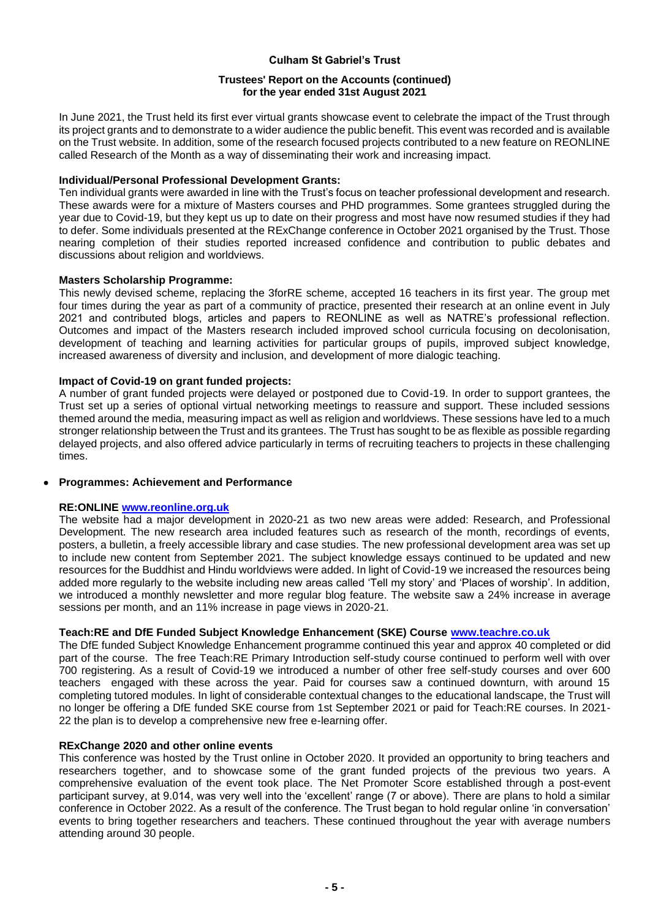In June 2021, the Trust held its first ever virtual grants showcase event to celebrate the impact of the Trust through its project grants and to demonstrate to a wider audience the public benefit. This event was recorded and is available on the Trust website. In addition, some of the research focused projects contributed to a new feature on REONLINE called Research of the Month as a way of disseminating their work and increasing impact.

**Individual/Personal Professional Development Grants:**
Ten individual grants were awarded in line with the Trust's focus on teacher professional development and research. These awards were for a mixture of Masters courses and PHD programmes. Some grantees struggled during the year due to Covid-19, but they kept us up to date on their progress and most have now resumed studies if they had to defer. Some individuals presented at the RExChange conference in October 2021 organised by the Trust. Those nearing completion of their studies reported increased confidence and contribution to public debates and discussions about religion and worldviews.

**Masters Scholarship Programme:**
This newly devised scheme, replacing the 3forRE scheme, accepted 16 teachers in its first year. The group met four times during the year as part of a community of practice, presented their research at an online event in July 2021 and contributed blogs, articles and papers to REONLINE as well as NATRE's professional reflection. Outcomes and impact of the Masters research included improved school curricula focusing on decolonisation, development of teaching and learning activities for particular groups of pupils, improved subject knowledge, increased awareness of diversity and inclusion, and development of more dialogic teaching.

**Impact of Covid-19 on grant funded projects:**
A number of grant funded projects were delayed or postponed due to Covid-19. In order to support grantees, the Trust set up a series of optional virtual networking meetings to reassure and support. These included sessions themed around the media, measuring impact as well as religion and worldviews. These sessions have led to a much stronger relationship between the Trust and its grantees. The Trust has sought to be as flexible as possible regarding delayed projects, and also offered advice particularly in terms of recruiting teachers to projects in these challenging times.

- **Programmes: Achievement and Performance**

**RE:ONLINE www.reonline.org.uk**
The website had a major development in 2020-21 as two new areas were added: Research, and Professional Development. The new research area included features such as research of the month, recordings of events, posters, a bulletin, a freely accessible library and case studies. The new professional development area was set up to include new content from September 2021. The subject knowledge essays continued to be updated and new resources for the Buddhist and Hindu worldviews were added. In light of Covid-19 we increased the resources being added more regularly to the website including new areas called 'Tell my story' and 'Places of worship'. In addition, we introduced a monthly newsletter and more regular blog feature. The website saw a 24% increase in average sessions per month, and an 11% increase in page views in 2020-21.

**Teach:RE and DfE Funded Subject Knowledge Enhancement (SKE) Course www.teachre.co.uk**
The DfE funded Subject Knowledge Enhancement programme continued this year and approx 40 completed or did part of the course. The free Teach:RE Primary Introduction self-study course continued to perform well with over 700 registering. As a result of Covid-19 we introduced a number of other free self-study courses and over 600 teachers engaged with these across the year. Paid for courses saw a continued downturn, with around 15 completing tutored modules. In light of considerable contextual changes to the educational landscape, the Trust will no longer be offering a DfE funded SKE course from 1st September 2021 or paid for Teach:RE courses. In 2021-22 the plan is to develop a comprehensive new free e-learning offer.

**RExChange 2020 and other online events**
This conference was hosted by the Trust online in October 2020. It provided an opportunity to bring teachers and researchers together, and to showcase some of the grant funded projects of the previous two years. A comprehensive evaluation of the event took place. The Net Promoter Score established through a post-event participant survey, at 9.014, was very well into the 'excellent' range (7 or above). There are plans to hold a similar conference in October 2022. As a result of the conference. The Trust began to hold regular online 'in conversation' events to bring together researchers and teachers. These continued throughout the year with average numbers attending around 30 people.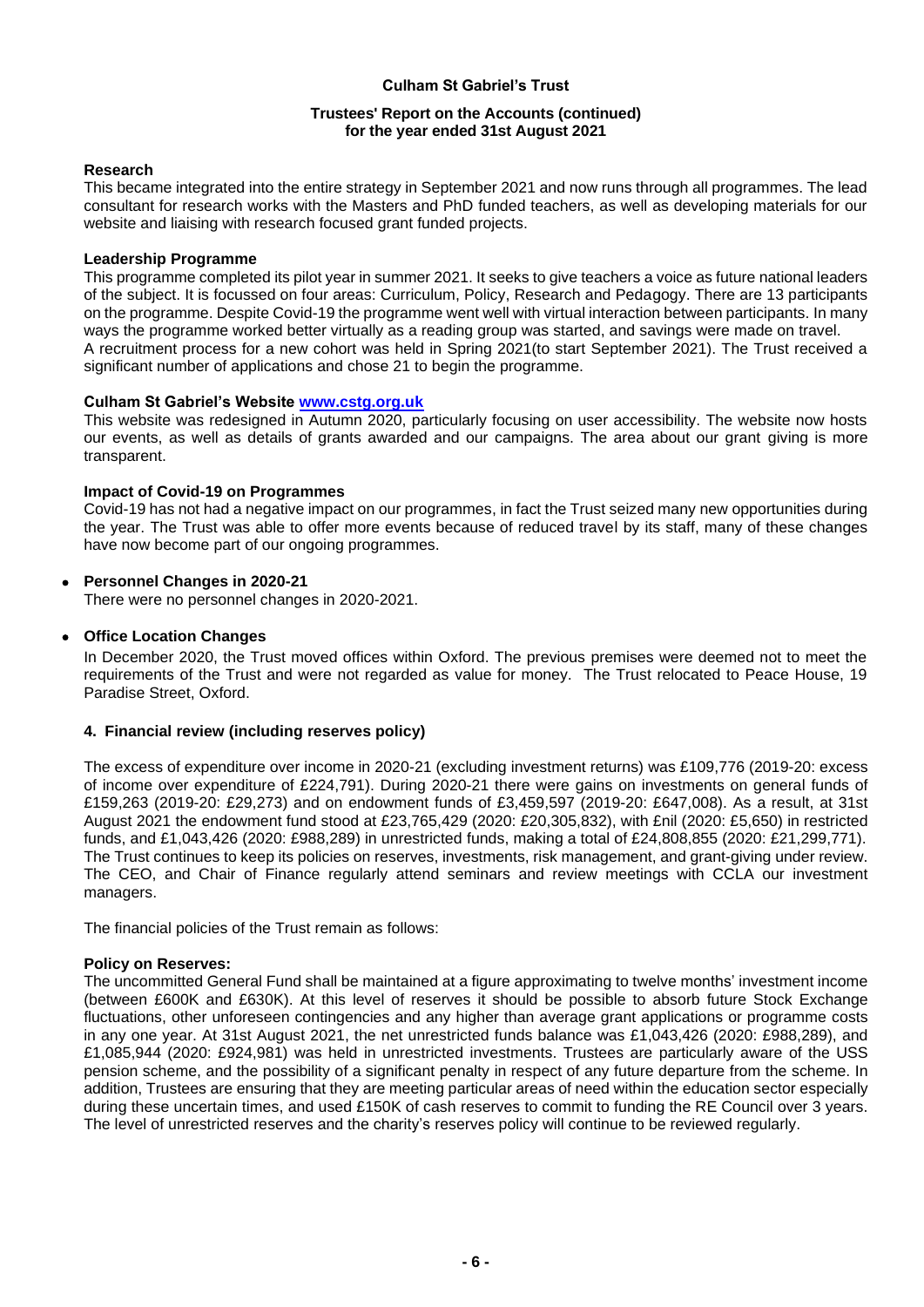**Culham St Gabriel's Trust**

**Trustees' Report on the Accounts (continued)**
**for the year ended 31st August 2021**

**Research**

This became integrated into the entire strategy in September 2021 and now runs through all programmes. The lead consultant for research works with the Masters and PhD funded teachers, as well as developing materials for our website and liaising with research focused grant funded projects.

**Leadership Programme**

This programme completed its pilot year in summer 2021. It seeks to give teachers a voice as future national leaders of the subject. It is focussed on four areas: Curriculum, Policy, Research and Pedagogy. There are 13 participants on the programme. Despite Covid-19 the programme went well with virtual interaction between participants. In many ways the programme worked better virtually as a reading group was started, and savings were made on travel.
A recruitment process for a new cohort was held in Spring 2021(to start September 2021). The Trust received a significant number of applications and chose 21 to begin the programme.

**Culham St Gabriel's Website [www.cstg.org.uk](www.cstg.org.uk)**

This website was redesigned in Autumn 2020, particularly focusing on user accessibility. The website now hosts our events, as well as details of grants awarded and our campaigns. The area about our grant giving is more transparent.

**Impact of Covid-19 on Programmes**

Covid-19 has not had a negative impact on our programmes, in fact the Trust seized many new opportunities during the year. The Trust was able to offer more events because of reduced travel by its staff, many of these changes have now become part of our ongoing programmes.

- **Personnel Changes in 2020-21**

  There were no personnel changes in 2020-2021.

- **Office Location Changes**

  In December 2020, the Trust moved offices within Oxford. The previous premises were deemed not to meet the requirements of the Trust and were not regarded as value for money. The Trust relocated to Peace House, 19 Paradise Street, Oxford.

### 4. Financial review (including reserves policy)

The excess of expenditure over income in 2020-21 (excluding investment returns) was £109,776 (2019-20: excess of income over expenditure of £224,791). During 2020-21 there were gains on investments on general funds of £159,263 (2019-20: £29,273) and on endowment funds of £3,459,597 (2019-20: £647,008). As a result, at 31st August 2021 the endowment fund stood at £23,765,429 (2020: £20,305,832), with £nil (2020: £5,650) in restricted funds, and £1,043,426 (2020: £988,289) in unrestricted funds, making a total of £24,808,855 (2020: £21,299,771). The Trust continues to keep its policies on reserves, investments, risk management, and grant-giving under review. The CEO, and Chair of Finance regularly attend seminars and review meetings with CCLA our investment managers.

The financial policies of the Trust remain as follows:

**Policy on Reserves:**

The uncommitted General Fund shall be maintained at a figure approximating to twelve months' investment income (between £600K and £630K). At this level of reserves it should be possible to absorb future Stock Exchange fluctuations, other unforeseen contingencies and any higher than average grant applications or programme costs in any one year. At 31st August 2021, the net unrestricted funds balance was £1,043,426 (2020: £988,289), and £1,085,944 (2020: £924,981) was held in unrestricted investments. Trustees are particularly aware of the USS pension scheme, and the possibility of a significant penalty in respect of any future departure from the scheme. In addition, Trustees are ensuring that they are meeting particular areas of need within the education sector especially during these uncertain times, and used £150K of cash reserves to commit to funding the RE Council over 3 years. The level of unrestricted reserves and the charity's reserves policy will continue to be reviewed regularly.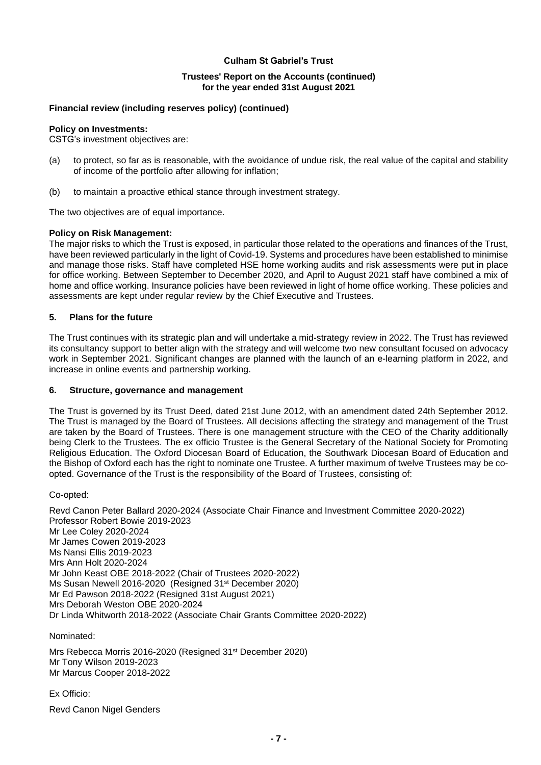**Financial review (including reserves policy) (continued)**

**Policy on Investments:**
CSTG's investment objectives are:

(a) to protect, so far as is reasonable, with the avoidance of undue risk, the real value of the capital and stability of income of the portfolio after allowing for inflation;

(b) to maintain a proactive ethical stance through investment strategy.

The two objectives are of equal importance.

**Policy on Risk Management:**
The major risks to which the Trust is exposed, in particular those related to the operations and finances of the Trust, have been reviewed particularly in the light of Covid-19. Systems and procedures have been established to minimise and manage those risks. Staff have completed HSE home working audits and risk assessments were put in place for office working. Between September to December 2020, and April to August 2021 staff have combined a mix of home and office working. Insurance policies have been reviewed in light of home office working. These policies and assessments are kept under regular review by the Chief Executive and Trustees.

## 5. Plans for the future

The Trust continues with its strategic plan and will undertake a mid-strategy review in 2022. The Trust has reviewed its consultancy support to better align with the strategy and will welcome two new consultant focused on advocacy work in September 2021. Significant changes are planned with the launch of an e-learning platform in 2022, and increase in online events and partnership working.

## 6. Structure, governance and management

The Trust is governed by its Trust Deed, dated 21st June 2012, with an amendment dated 24th September 2012. The Trust is managed by the Board of Trustees. All decisions affecting the strategy and management of the Trust are taken by the Board of Trustees. There is one management structure with the CEO of the Charity additionally being Clerk to the Trustees. The ex officio Trustee is the General Secretary of the National Society for Promoting Religious Education. The Oxford Diocesan Board of Education, the Southwark Diocesan Board of Education and the Bishop of Oxford each has the right to nominate one Trustee. A further maximum of twelve Trustees may be co-opted. Governance of the Trust is the responsibility of the Board of Trustees, consisting of:

Co-opted:

Revd Canon Peter Ballard 2020-2024 (Associate Chair Finance and Investment Committee 2020-2022)
Professor Robert Bowie 2019-2023
Mr Lee Coley 2020-2024
Mr James Cowen 2019-2023
Ms Nansi Ellis 2019-2023
Mrs Ann Holt 2020-2024
Mr John Keast OBE 2018-2022 (Chair of Trustees 2020-2022)
Ms Susan Newell 2016-2020 (Resigned 31st December 2020)
Mr Ed Pawson 2018-2022 (Resigned 31st August 2021)
Mrs Deborah Weston OBE 2020-2024
Dr Linda Whitworth 2018-2022 (Associate Chair Grants Committee 2020-2022)

Nominated:

Mrs Rebecca Morris 2016-2020 (Resigned 31st December 2020)
Mr Tony Wilson 2019-2023
Mr Marcus Cooper 2018-2022

Ex Officio:

Revd Canon Nigel Genders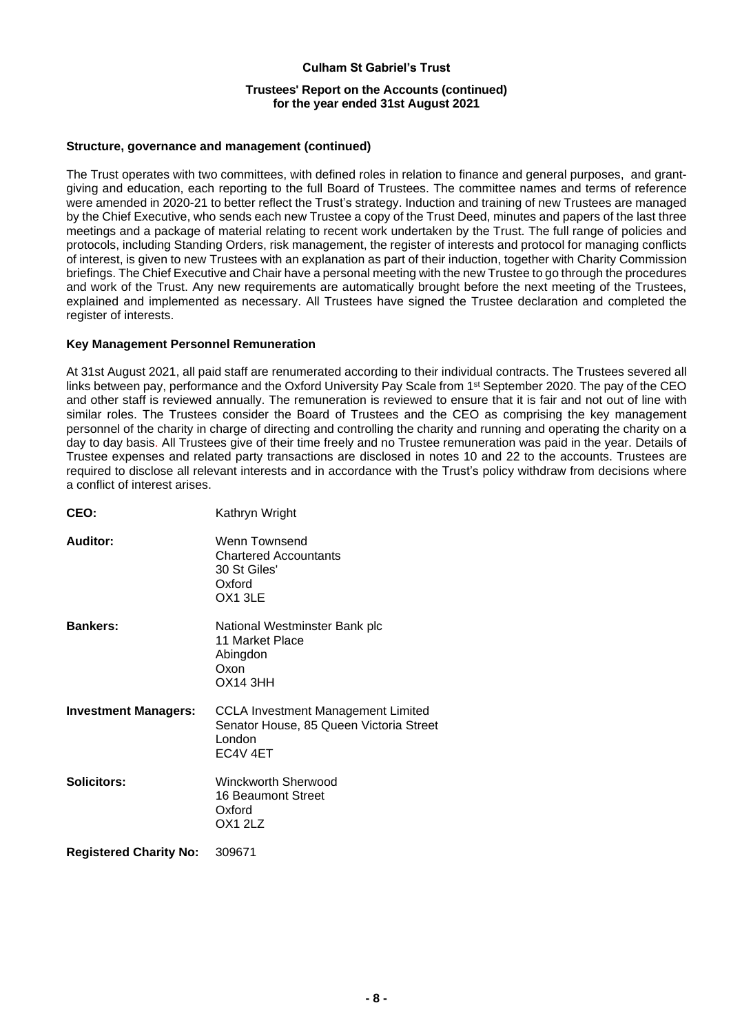## Structure, governance and management (continued)

The Trust operates with two committees, with defined roles in relation to finance and general purposes, and grant-giving and education, each reporting to the full Board of Trustees. The committee names and terms of reference were amended in 2020-21 to better reflect the Trust's strategy. Induction and training of new Trustees are managed by the Chief Executive, who sends each new Trustee a copy of the Trust Deed, minutes and papers of the last three meetings and a package of material relating to recent work undertaken by the Trust. The full range of policies and protocols, including Standing Orders, risk management, the register of interests and protocol for managing conflicts of interest, is given to new Trustees with an explanation as part of their induction, together with Charity Commission briefings. The Chief Executive and Chair have a personal meeting with the new Trustee to go through the procedures and work of the Trust. Any new requirements are automatically brought before the next meeting of the Trustees, explained and implemented as necessary. All Trustees have signed the Trustee declaration and completed the register of interests.

## Key Management Personnel Remuneration

At 31st August 2021, all paid staff are renumerated according to their individual contracts. The Trustees severed all links between pay, performance and the Oxford University Pay Scale from 1st September 2020. The pay of the CEO and other staff is reviewed annually. The remuneration is reviewed to ensure that it is fair and not out of line with similar roles. The Trustees consider the Board of Trustees and the CEO as comprising the key management personnel of the charity in charge of directing and controlling the charity and running and operating the charity on a day to day basis. All Trustees give of their time freely and no Trustee remuneration was paid in the year. Details of Trustee expenses and related party transactions are disclosed in notes 10 and 22 to the accounts. Trustees are required to disclose all relevant interests and in accordance with the Trust's policy withdraw from decisions where a conflict of interest arises.

**CEO:** Kathryn Wright

**Auditor:**
Wenn Townsend
Chartered Accountants
30 St Giles'
Oxford
OX1 3LE

**Bankers:**
National Westminster Bank plc
11 Market Place
Abingdon
Oxon
OX14 3HH

**Investment Managers:**
CCLA Investment Management Limited
Senator House, 85 Queen Victoria Street
London
EC4V 4ET

**Solicitors:**
Winckworth Sherwood
16 Beaumont Street
Oxford
OX1 2LZ

**Registered Charity No:** 309671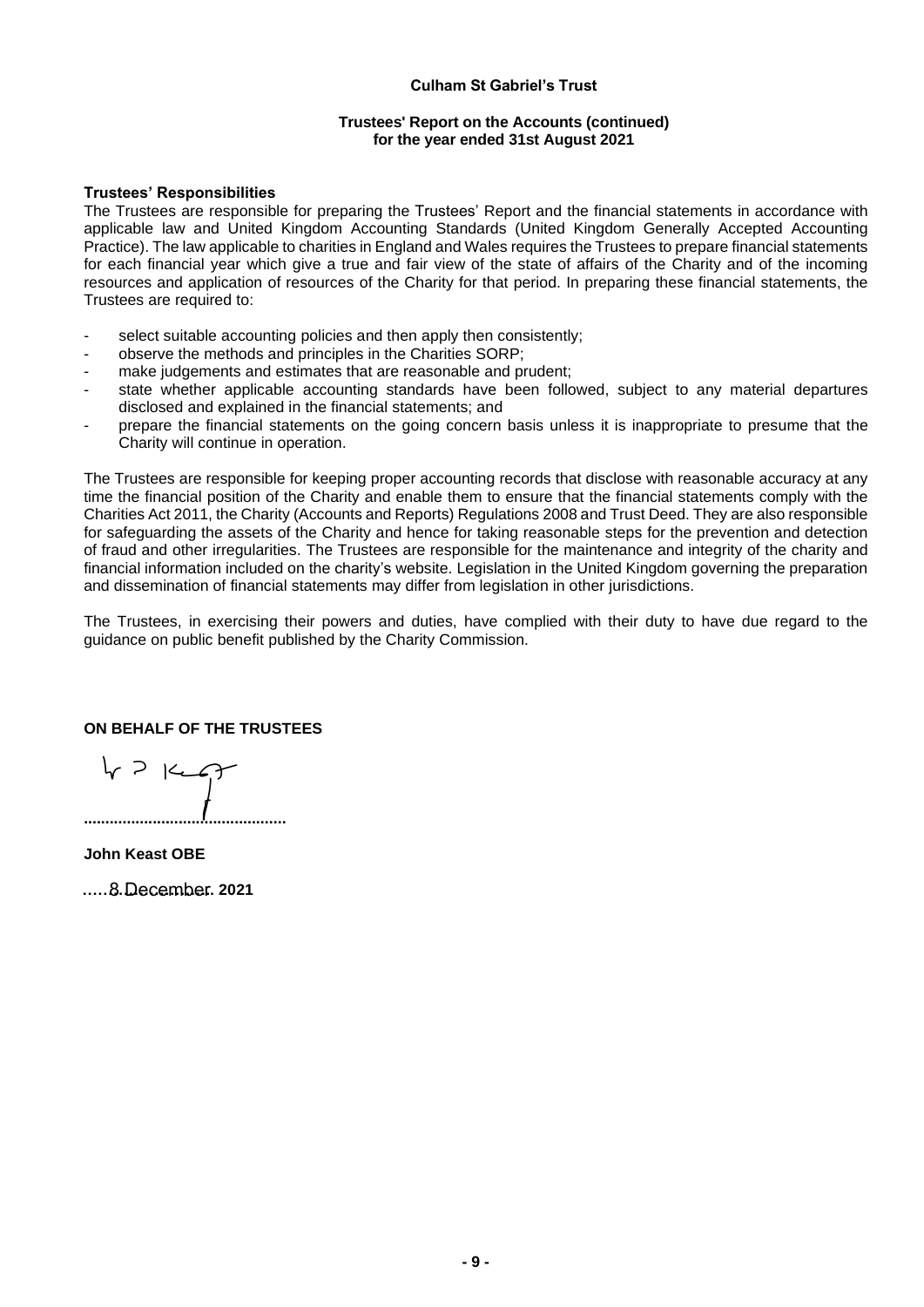**Culham St Gabriel's Trust**

**Trustees' Report on the Accounts (continued)**
**for the year ended 31st August 2021**

**Trustees' Responsibilities**

The Trustees are responsible for preparing the Trustees' Report and the financial statements in accordance with applicable law and United Kingdom Accounting Standards (United Kingdom Generally Accepted Accounting Practice). The law applicable to charities in England and Wales requires the Trustees to prepare financial statements for each financial year which give a true and fair view of the state of affairs of the Charity and of the incoming resources and application of resources of the Charity for that period. In preparing these financial statements, the Trustees are required to:

- select suitable accounting policies and then apply then consistently;
- observe the methods and principles in the Charities SORP;
- make judgements and estimates that are reasonable and prudent;
- state whether applicable accounting standards have been followed, subject to any material departures disclosed and explained in the financial statements; and
- prepare the financial statements on the going concern basis unless it is inappropriate to presume that the Charity will continue in operation.

The Trustees are responsible for keeping proper accounting records that disclose with reasonable accuracy at any time the financial position of the Charity and enable them to ensure that the financial statements comply with the Charities Act 2011, the Charity (Accounts and Reports) Regulations 2008 and Trust Deed. They are also responsible for safeguarding the assets of the Charity and hence for taking reasonable steps for the prevention and detection of fraud and other irregularities. The Trustees are responsible for the maintenance and integrity of the charity and financial information included on the charity's website. Legislation in the United Kingdom governing the preparation and dissemination of financial statements may differ from legislation in other jurisdictions.

The Trustees, in exercising their powers and duties, have complied with their duty to have due regard to the guidance on public benefit published by the Charity Commission.

**ON BEHALF OF THE TRUSTEES**

..............................................

**John Keast OBE**

8 December **2021**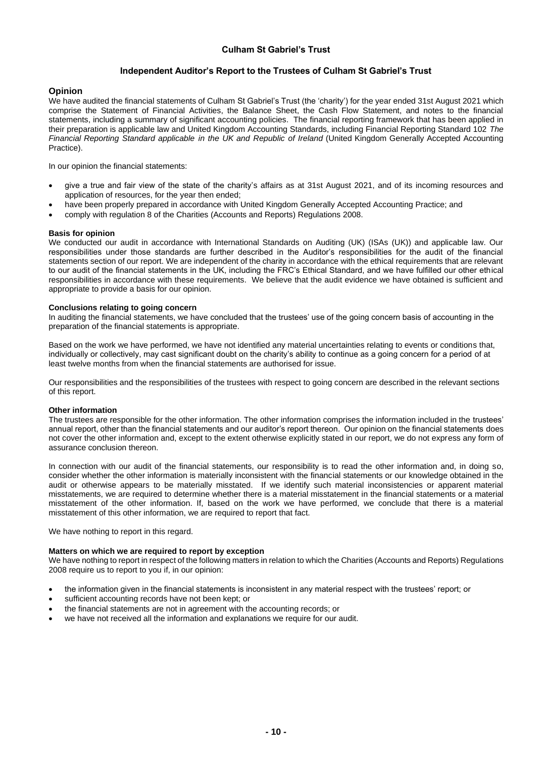# Culham St Gabriel's Trust

## Independent Auditor's Report to the Trustees of Culham St Gabriel's Trust

### Opinion

We have audited the financial statements of Culham St Gabriel's Trust (the 'charity') for the year ended 31st August 2021 which comprise the Statement of Financial Activities, the Balance Sheet, the Cash Flow Statement, and notes to the financial statements, including a summary of significant accounting policies. The financial reporting framework that has been applied in their preparation is applicable law and United Kingdom Accounting Standards, including Financial Reporting Standard 102 *The Financial Reporting Standard applicable in the UK and Republic of Ireland* (United Kingdom Generally Accepted Accounting Practice).

In our opinion the financial statements:

- give a true and fair view of the state of the charity's affairs as at 31st August 2021, and of its incoming resources and application of resources, for the year then ended;
- have been properly prepared in accordance with United Kingdom Generally Accepted Accounting Practice; and
- comply with regulation 8 of the Charities (Accounts and Reports) Regulations 2008.

**Basis for opinion**

We conducted our audit in accordance with International Standards on Auditing (UK) (ISAs (UK)) and applicable law. Our responsibilities under those standards are further described in the Auditor's responsibilities for the audit of the financial statements section of our report. We are independent of the charity in accordance with the ethical requirements that are relevant to our audit of the financial statements in the UK, including the FRC's Ethical Standard, and we have fulfilled our other ethical responsibilities in accordance with these requirements. We believe that the audit evidence we have obtained is sufficient and appropriate to provide a basis for our opinion.

**Conclusions relating to going concern**

In auditing the financial statements, we have concluded that the trustees' use of the going concern basis of accounting in the preparation of the financial statements is appropriate.

Based on the work we have performed, we have not identified any material uncertainties relating to events or conditions that, individually or collectively, may cast significant doubt on the charity's ability to continue as a going concern for a period of at least twelve months from when the financial statements are authorised for issue.

Our responsibilities and the responsibilities of the trustees with respect to going concern are described in the relevant sections of this report.

**Other information**

The trustees are responsible for the other information. The other information comprises the information included in the trustees' annual report, other than the financial statements and our auditor's report thereon. Our opinion on the financial statements does not cover the other information and, except to the extent otherwise explicitly stated in our report, we do not express any form of assurance conclusion thereon.

In connection with our audit of the financial statements, our responsibility is to read the other information and, in doing so, consider whether the other information is materially inconsistent with the financial statements or our knowledge obtained in the audit or otherwise appears to be materially misstated. If we identify such material inconsistencies or apparent material misstatements, we are required to determine whether there is a material misstatement in the financial statements or a material misstatement of the other information. If, based on the work we have performed, we conclude that there is a material misstatement of this other information, we are required to report that fact.

We have nothing to report in this regard.

**Matters on which we are required to report by exception**

We have nothing to report in respect of the following matters in relation to which the Charities (Accounts and Reports) Regulations 2008 require us to report to you if, in our opinion:

- the information given in the financial statements is inconsistent in any material respect with the trustees' report; or
- sufficient accounting records have not been kept; or
- the financial statements are not in agreement with the accounting records; or
- we have not received all the information and explanations we require for our audit.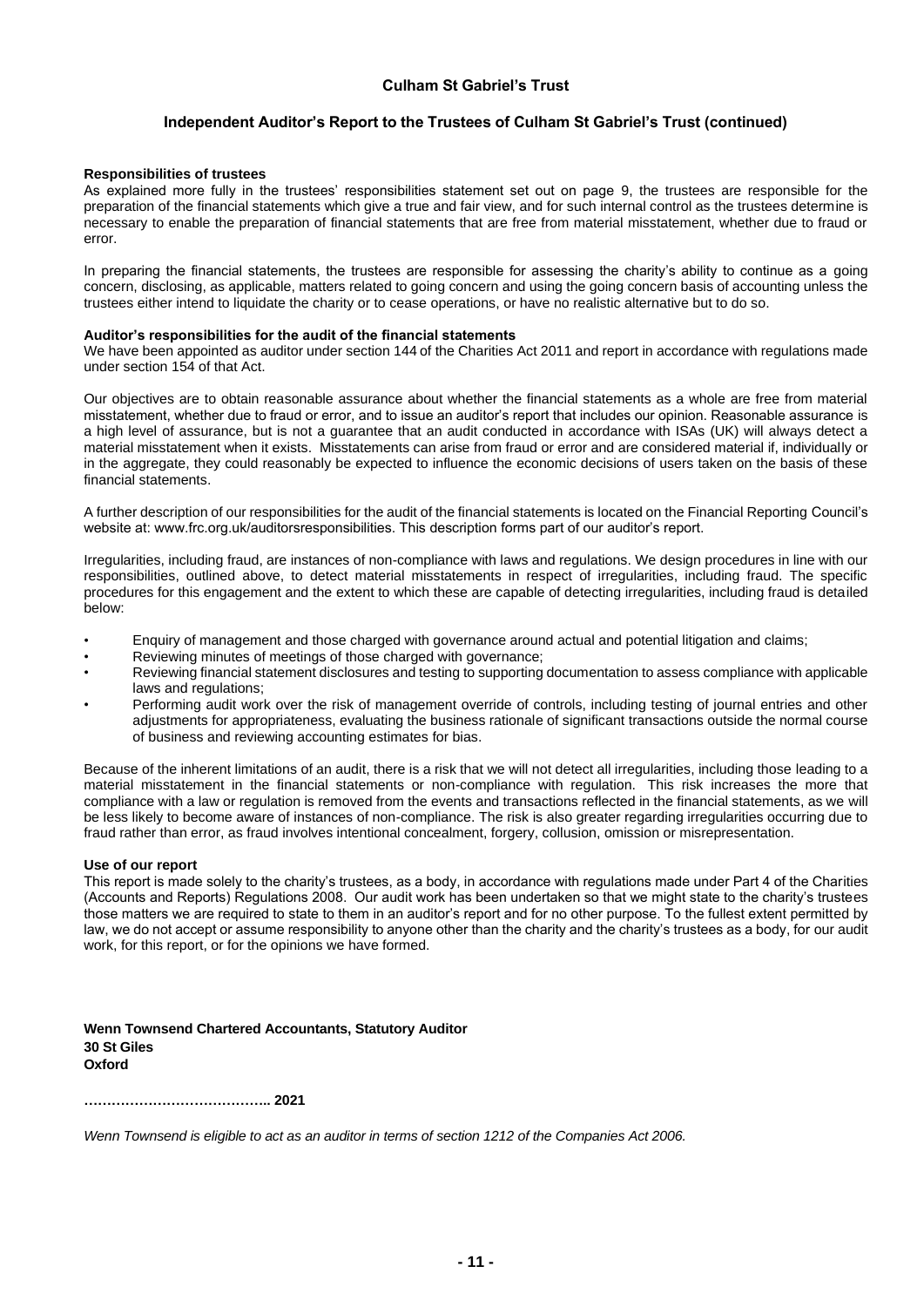## Independent Auditor's Report to the Trustees of Culham St Gabriel's Trust (continued)

**Responsibilities of trustees**

As explained more fully in the trustees' responsibilities statement set out on page 9, the trustees are responsible for the preparation of the financial statements which give a true and fair view, and for such internal control as the trustees determine is necessary to enable the preparation of financial statements that are free from material misstatement, whether due to fraud or error.

In preparing the financial statements, the trustees are responsible for assessing the charity's ability to continue as a going concern, disclosing, as applicable, matters related to going concern and using the going concern basis of accounting unless the trustees either intend to liquidate the charity or to cease operations, or have no realistic alternative but to do so.

**Auditor's responsibilities for the audit of the financial statements**

We have been appointed as auditor under section 144 of the Charities Act 2011 and report in accordance with regulations made under section 154 of that Act.

Our objectives are to obtain reasonable assurance about whether the financial statements as a whole are free from material misstatement, whether due to fraud or error, and to issue an auditor's report that includes our opinion. Reasonable assurance is a high level of assurance, but is not a guarantee that an audit conducted in accordance with ISAs (UK) will always detect a material misstatement when it exists. Misstatements can arise from fraud or error and are considered material if, individually or in the aggregate, they could reasonably be expected to influence the economic decisions of users taken on the basis of these financial statements.

A further description of our responsibilities for the audit of the financial statements is located on the Financial Reporting Council's website at: www.frc.org.uk/auditorsresponsibilities. This description forms part of our auditor's report.

Irregularities, including fraud, are instances of non-compliance with laws and regulations. We design procedures in line with our responsibilities, outlined above, to detect material misstatements in respect of irregularities, including fraud. The specific procedures for this engagement and the extent to which these are capable of detecting irregularities, including fraud is detailed below:

- Enquiry of management and those charged with governance around actual and potential litigation and claims;
- Reviewing minutes of meetings of those charged with governance;
- Reviewing financial statement disclosures and testing to supporting documentation to assess compliance with applicable laws and regulations;
- Performing audit work over the risk of management override of controls, including testing of journal entries and other adjustments for appropriateness, evaluating the business rationale of significant transactions outside the normal course of business and reviewing accounting estimates for bias.

Because of the inherent limitations of an audit, there is a risk that we will not detect all irregularities, including those leading to a material misstatement in the financial statements or non-compliance with regulation. This risk increases the more that compliance with a law or regulation is removed from the events and transactions reflected in the financial statements, as we will be less likely to become aware of instances of non-compliance. The risk is also greater regarding irregularities occurring due to fraud rather than error, as fraud involves intentional concealment, forgery, collusion, omission or misrepresentation.

**Use of our report**

This report is made solely to the charity's trustees, as a body, in accordance with regulations made under Part 4 of the Charities (Accounts and Reports) Regulations 2008. Our audit work has been undertaken so that we might state to the charity's trustees those matters we are required to state to them in an auditor's report and for no other purpose. To the fullest extent permitted by law, we do not accept or assume responsibility to anyone other than the charity and the charity's trustees as a body, for our audit work, for this report, or for the opinions we have formed.

**Wenn Townsend Chartered Accountants, Statutory Auditor**
**30 St Giles**
**Oxford**

**………………………………….. 2021**

*Wenn Townsend is eligible to act as an auditor in terms of section 1212 of the Companies Act 2006.*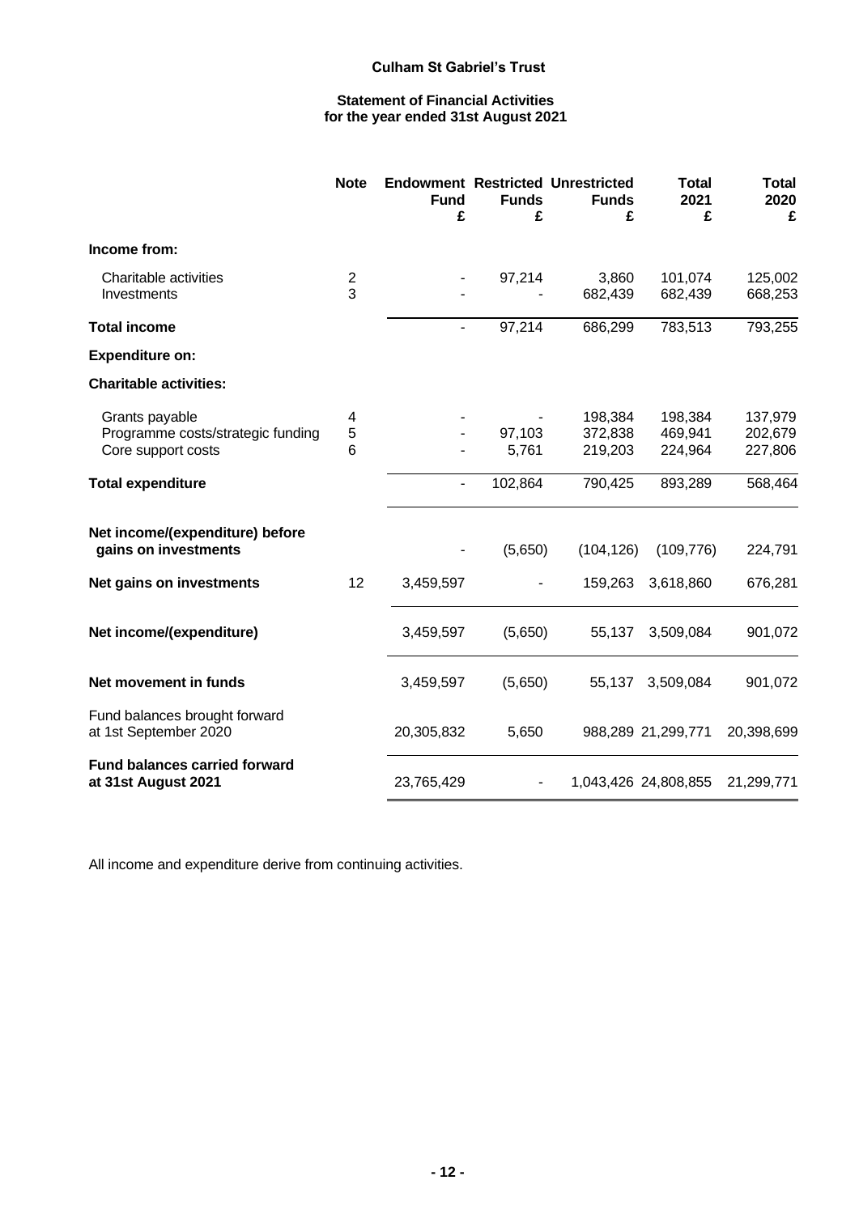**Culham St Gabriel's Trust**

**Statement of Financial Activities**
**for the year ended 31st August 2021**

| | Note | Endowment Fund £ | Restricted Funds £ | Unrestricted Funds £ | Total 2021 £ | Total 2020 £ |
|---|---|---|---|---|---|---|
| **Income from:** | | | | | | |
| Charitable activities | 2 | - | 97,214 | 3,860 | 101,074 | 125,002 |
| Investments | 3 | - | - | 682,439 | 682,439 | 668,253 |
| **Total income** | | - | 97,214 | 686,299 | 783,513 | 793,255 |
| **Expenditure on:** | | | | | | |
| **Charitable activities:** | | | | | | |
| Grants payable | 4 | - | - | 198,384 | 198,384 | 137,979 |
| Programme costs/strategic funding | 5 | - | 97,103 | 372,838 | 469,941 | 202,679 |
| Core support costs | 6 | - | 5,761 | 219,203 | 224,964 | 227,806 |
| **Total expenditure** | | - | 102,864 | 790,425 | 893,289 | 568,464 |
| **Net income/(expenditure) before gains on investments** | | - | (5,650) | (104,126) | (109,776) | 224,791 |
| **Net gains on investments** | 12 | 3,459,597 | - | 159,263 | 3,618,860 | 676,281 |
| **Net income/(expenditure)** | | 3,459,597 | (5,650) | 55,137 | 3,509,084 | 901,072 |
| **Net movement in funds** | | 3,459,597 | (5,650) | 55,137 | 3,509,084 | 901,072 |
| Fund balances brought forward at 1st September 2020 | | 20,305,832 | 5,650 | 988,289 | 21,299,771 | 20,398,699 |
| **Fund balances carried forward at 31st August 2021** | | 23,765,429 | - | 1,043,426 | 24,808,855 | 21,299,771 |

All income and expenditure derive from continuing activities.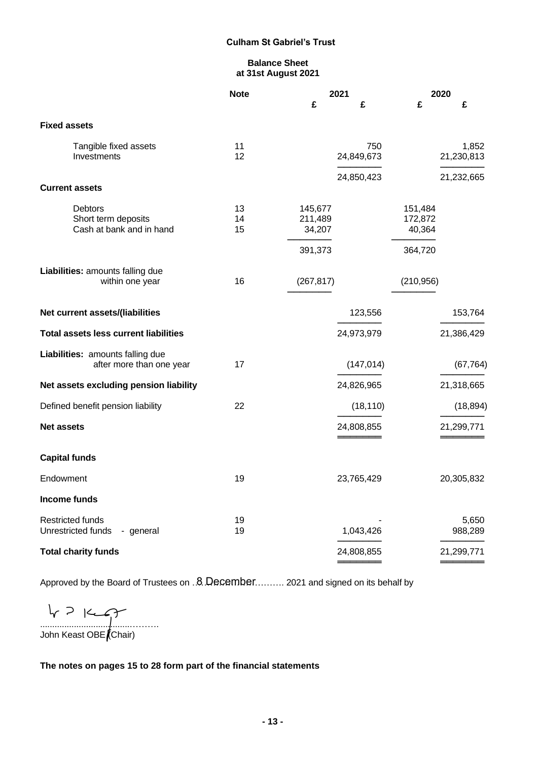# Culham St Gabriel's Trust

## Balance Sheet
### at 31st August 2021

| | Note | 2021 £ | 2021 £ | 2020 £ | 2020 £ |
|---|---|---|---|---|---|
| **Fixed assets** | | | | | |
| Tangible fixed assets | 11 | | 750 | | 1,852 |
| Investments | 12 | | 24,849,673 | | 21,230,813 |
| | | | 24,850,423 | | 21,232,665 |
| **Current assets** | | | | | |
| Debtors | 13 | 145,677 | | 151,484 | |
| Short term deposits | 14 | 211,489 | | 172,872 | |
| Cash at bank and in hand | 15 | 34,207 | | 40,364 | |
| | | 391,373 | | 364,720 | |
| **Liabilities:** amounts falling due within one year | 16 | (267,817) | | (210,956) | |
| **Net current assets/(liabilities** | | | 123,556 | | 153,764 |
| **Total assets less current liabilities** | | | 24,973,979 | | 21,386,429 |
| **Liabilities:** amounts falling due after more than one year | 17 | | (147,014) | | (67,764) |
| **Net assets excluding pension liability** | | | 24,826,965 | | 21,318,665 |
| Defined benefit pension liability | 22 | | (18,110) | | (18,894) |
| **Net assets** | | | 24,808,855 | | 21,299,771 |
| **Capital funds** | | | | | |
| Endowment | 19 | | 23,765,429 | | 20,305,832 |
| **Income funds** | | | | | |
| Restricted funds | 19 | | - | | 5,650 |
| Unrestricted funds - general | 19 | | 1,043,426 | | 988,289 |
| **Total charity funds** | | | 24,808,855 | | 21,299,771 |

Approved by the Board of Trustees on 8 December 2021 and signed on its behalf by

John Keast OBE (Chair)

**The notes on pages 15 to 28 form part of the financial statements**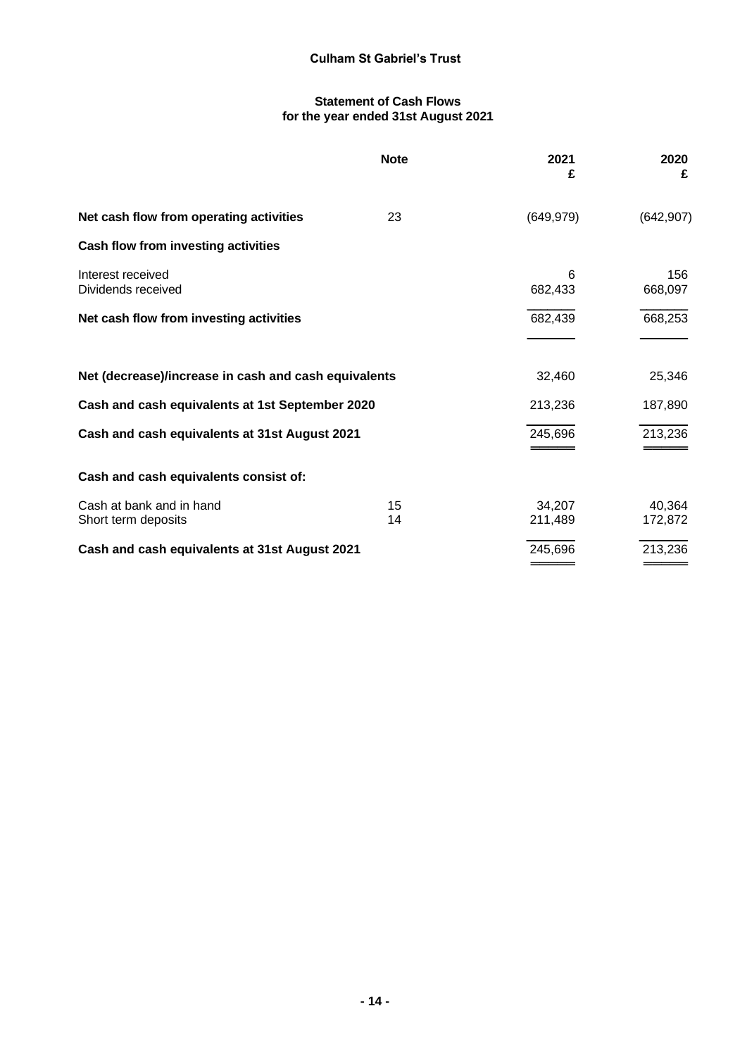**Culham St Gabriel's Trust**

**Statement of Cash Flows**
**for the year ended 31st August 2021**

| | Note | 2021 £ | 2020 £ |
|---|---|---|---|
| **Net cash flow from operating activities** | 23 | (649,979) | (642,907) |
| **Cash flow from investing activities** | | | |
| Interest received | | 6 | 156 |
| Dividends received | | 682,433 | 668,097 |
| **Net cash flow from investing activities** | | 682,439 | 668,253 |
| **Net (decrease)/increase in cash and cash equivalents** | | 32,460 | 25,346 |
| **Cash and cash equivalents at 1st September 2020** | | 213,236 | 187,890 |
| **Cash and cash equivalents at 31st August 2021** | | 245,696 | 213,236 |
| **Cash and cash equivalents consist of:** | | | |
| Cash at bank and in hand | 15 | 34,207 | 40,364 |
| Short term deposits | 14 | 211,489 | 172,872 |
| **Cash and cash equivalents at 31st August 2021** | | 245,696 | 213,236 |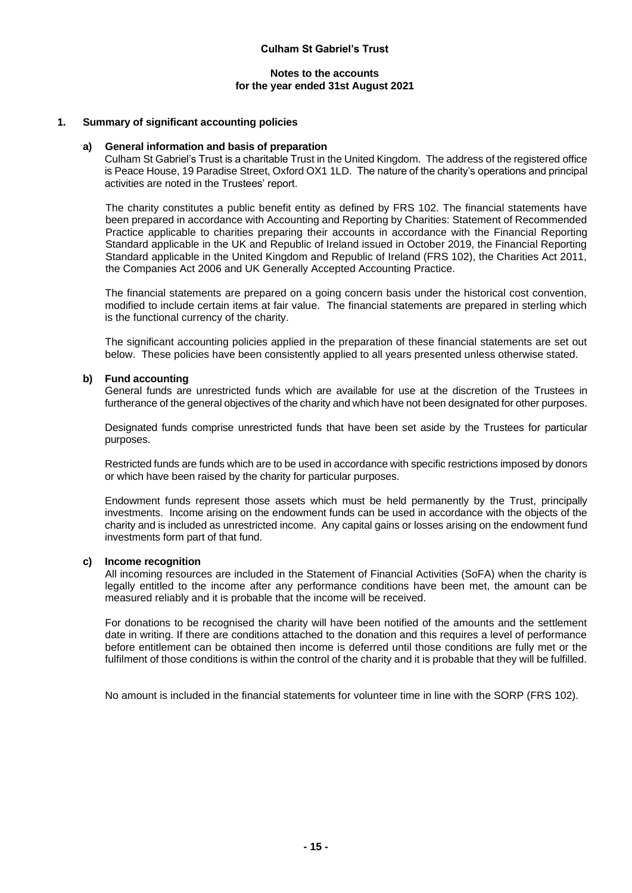Culham St Gabriel's Trust

Notes to the accounts
for the year ended 31st August 2021

## 1. Summary of significant accounting policies

### a) General information and basis of preparation

Culham St Gabriel's Trust is a charitable Trust in the United Kingdom. The address of the registered office is Peace House, 19 Paradise Street, Oxford OX1 1LD. The nature of the charity's operations and principal activities are noted in the Trustees' report.

The charity constitutes a public benefit entity as defined by FRS 102. The financial statements have been prepared in accordance with Accounting and Reporting by Charities: Statement of Recommended Practice applicable to charities preparing their accounts in accordance with the Financial Reporting Standard applicable in the UK and Republic of Ireland issued in October 2019, the Financial Reporting Standard applicable in the United Kingdom and Republic of Ireland (FRS 102), the Charities Act 2011, the Companies Act 2006 and UK Generally Accepted Accounting Practice.

The financial statements are prepared on a going concern basis under the historical cost convention, modified to include certain items at fair value. The financial statements are prepared in sterling which is the functional currency of the charity.

The significant accounting policies applied in the preparation of these financial statements are set out below. These policies have been consistently applied to all years presented unless otherwise stated.

### b) Fund accounting

General funds are unrestricted funds which are available for use at the discretion of the Trustees in furtherance of the general objectives of the charity and which have not been designated for other purposes.

Designated funds comprise unrestricted funds that have been set aside by the Trustees for particular purposes.

Restricted funds are funds which are to be used in accordance with specific restrictions imposed by donors or which have been raised by the charity for particular purposes.

Endowment funds represent those assets which must be held permanently by the Trust, principally investments. Income arising on the endowment funds can be used in accordance with the objects of the charity and is included as unrestricted income. Any capital gains or losses arising on the endowment fund investments form part of that fund.

### c) Income recognition

All incoming resources are included in the Statement of Financial Activities (SoFA) when the charity is legally entitled to the income after any performance conditions have been met, the amount can be measured reliably and it is probable that the income will be received.

For donations to be recognised the charity will have been notified of the amounts and the settlement date in writing. If there are conditions attached to the donation and this requires a level of performance before entitlement can be obtained then income is deferred until those conditions are fully met or the fulfilment of those conditions is within the control of the charity and it is probable that they will be fulfilled.

No amount is included in the financial statements for volunteer time in line with the SORP (FRS 102).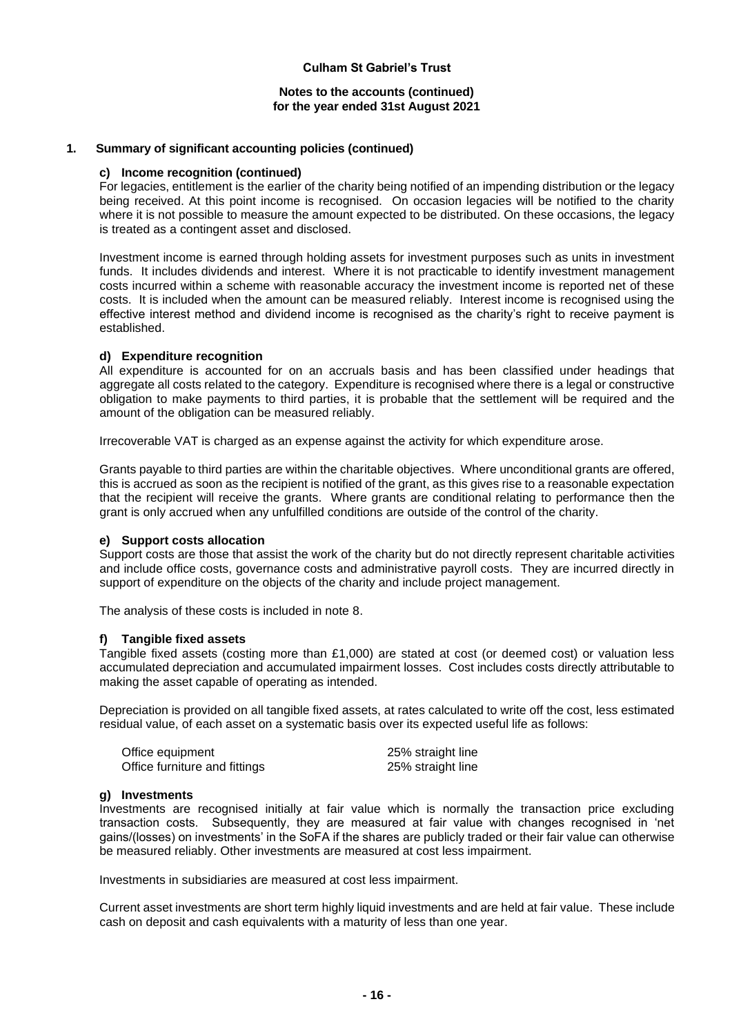## 1. Summary of significant accounting policies (continued)

### c) Income recognition (continued)

For legacies, entitlement is the earlier of the charity being notified of an impending distribution or the legacy being received. At this point income is recognised. On occasion legacies will be notified to the charity where it is not possible to measure the amount expected to be distributed. On these occasions, the legacy is treated as a contingent asset and disclosed.

Investment income is earned through holding assets for investment purposes such as units in investment funds. It includes dividends and interest. Where it is not practicable to identify investment management costs incurred within a scheme with reasonable accuracy the investment income is reported net of these costs. It is included when the amount can be measured reliably. Interest income is recognised using the effective interest method and dividend income is recognised as the charity's right to receive payment is established.

### d) Expenditure recognition

All expenditure is accounted for on an accruals basis and has been classified under headings that aggregate all costs related to the category. Expenditure is recognised where there is a legal or constructive obligation to make payments to third parties, it is probable that the settlement will be required and the amount of the obligation can be measured reliably.

Irrecoverable VAT is charged as an expense against the activity for which expenditure arose.

Grants payable to third parties are within the charitable objectives. Where unconditional grants are offered, this is accrued as soon as the recipient is notified of the grant, as this gives rise to a reasonable expectation that the recipient will receive the grants. Where grants are conditional relating to performance then the grant is only accrued when any unfulfilled conditions are outside of the control of the charity.

### e) Support costs allocation

Support costs are those that assist the work of the charity but do not directly represent charitable activities and include office costs, governance costs and administrative payroll costs. They are incurred directly in support of expenditure on the objects of the charity and include project management.

The analysis of these costs is included in note 8.

### f) Tangible fixed assets

Tangible fixed assets (costing more than £1,000) are stated at cost (or deemed cost) or valuation less accumulated depreciation and accumulated impairment losses. Cost includes costs directly attributable to making the asset capable of operating as intended.

Depreciation is provided on all tangible fixed assets, at rates calculated to write off the cost, less estimated residual value, of each asset on a systematic basis over its expected useful life as follows:

| | |
|---|---|
| Office equipment | 25% straight line |
| Office furniture and fittings | 25% straight line |

### g) Investments

Investments are recognised initially at fair value which is normally the transaction price excluding transaction costs. Subsequently, they are measured at fair value with changes recognised in 'net gains/(losses) on investments' in the SoFA if the shares are publicly traded or their fair value can otherwise be measured reliably. Other investments are measured at cost less impairment.

Investments in subsidiaries are measured at cost less impairment.

Current asset investments are short term highly liquid investments and are held at fair value. These include cash on deposit and cash equivalents with a maturity of less than one year.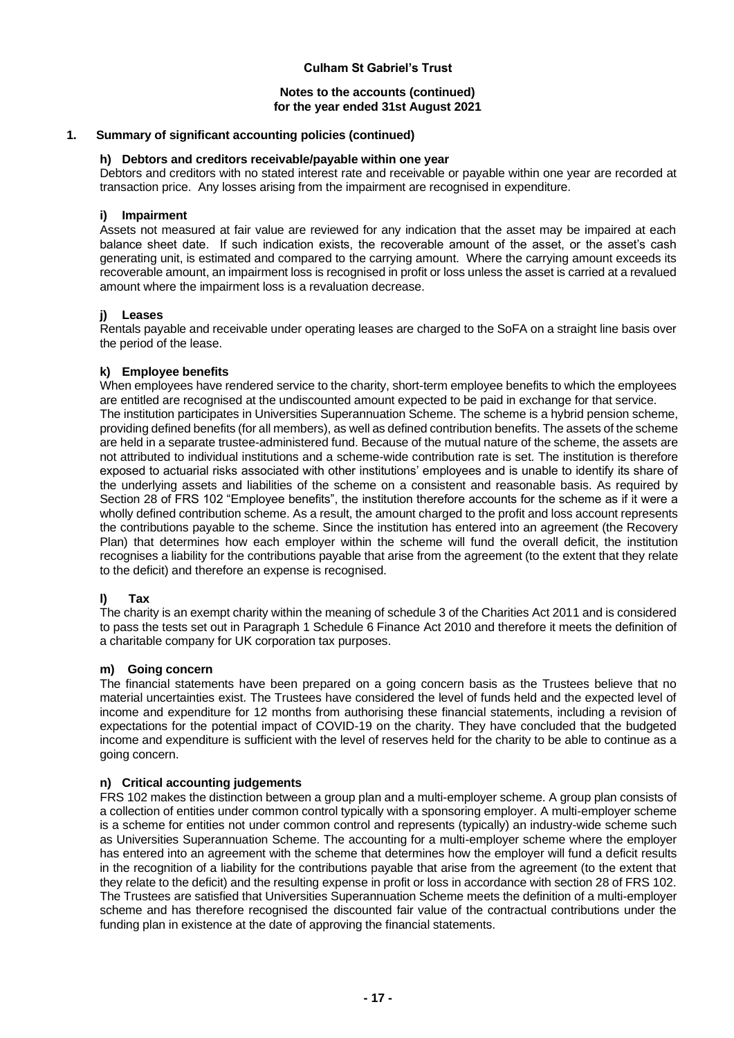**Culham St Gabriel's Trust**

**Notes to the accounts (continued)**
**for the year ended 31st August 2021**

## 1. Summary of significant accounting policies (continued)

### h) Debtors and creditors receivable/payable within one year

Debtors and creditors with no stated interest rate and receivable or payable within one year are recorded at transaction price. Any losses arising from the impairment are recognised in expenditure.

### i) Impairment

Assets not measured at fair value are reviewed for any indication that the asset may be impaired at each balance sheet date. If such indication exists, the recoverable amount of the asset, or the asset's cash generating unit, is estimated and compared to the carrying amount. Where the carrying amount exceeds its recoverable amount, an impairment loss is recognised in profit or loss unless the asset is carried at a revalued amount where the impairment loss is a revaluation decrease.

### j) Leases

Rentals payable and receivable under operating leases are charged to the SoFA on a straight line basis over the period of the lease.

### k) Employee benefits

When employees have rendered service to the charity, short-term employee benefits to which the employees are entitled are recognised at the undiscounted amount expected to be paid in exchange for that service.
The institution participates in Universities Superannuation Scheme. The scheme is a hybrid pension scheme, providing defined benefits (for all members), as well as defined contribution benefits. The assets of the scheme are held in a separate trustee-administered fund. Because of the mutual nature of the scheme, the assets are not attributed to individual institutions and a scheme-wide contribution rate is set. The institution is therefore exposed to actuarial risks associated with other institutions' employees and is unable to identify its share of the underlying assets and liabilities of the scheme on a consistent and reasonable basis. As required by Section 28 of FRS 102 "Employee benefits", the institution therefore accounts for the scheme as if it were a wholly defined contribution scheme. As a result, the amount charged to the profit and loss account represents the contributions payable to the scheme. Since the institution has entered into an agreement (the Recovery Plan) that determines how each employer within the scheme will fund the overall deficit, the institution recognises a liability for the contributions payable that arise from the agreement (to the extent that they relate to the deficit) and therefore an expense is recognised.

### l) Tax

The charity is an exempt charity within the meaning of schedule 3 of the Charities Act 2011 and is considered to pass the tests set out in Paragraph 1 Schedule 6 Finance Act 2010 and therefore it meets the definition of a charitable company for UK corporation tax purposes.

### m) Going concern

The financial statements have been prepared on a going concern basis as the Trustees believe that no material uncertainties exist. The Trustees have considered the level of funds held and the expected level of income and expenditure for 12 months from authorising these financial statements, including a revision of expectations for the potential impact of COVID-19 on the charity. They have concluded that the budgeted income and expenditure is sufficient with the level of reserves held for the charity to be able to continue as a going concern.

### n) Critical accounting judgements

FRS 102 makes the distinction between a group plan and a multi-employer scheme. A group plan consists of a collection of entities under common control typically with a sponsoring employer. A multi-employer scheme is a scheme for entities not under common control and represents (typically) an industry-wide scheme such as Universities Superannuation Scheme. The accounting for a multi-employer scheme where the employer has entered into an agreement with the scheme that determines how the employer will fund a deficit results in the recognition of a liability for the contributions payable that arise from the agreement (to the extent that they relate to the deficit) and the resulting expense in profit or loss in accordance with section 28 of FRS 102. The Trustees are satisfied that Universities Superannuation Scheme meets the definition of a multi-employer scheme and has therefore recognised the discounted fair value of the contractual contributions under the funding plan in existence at the date of approving the financial statements.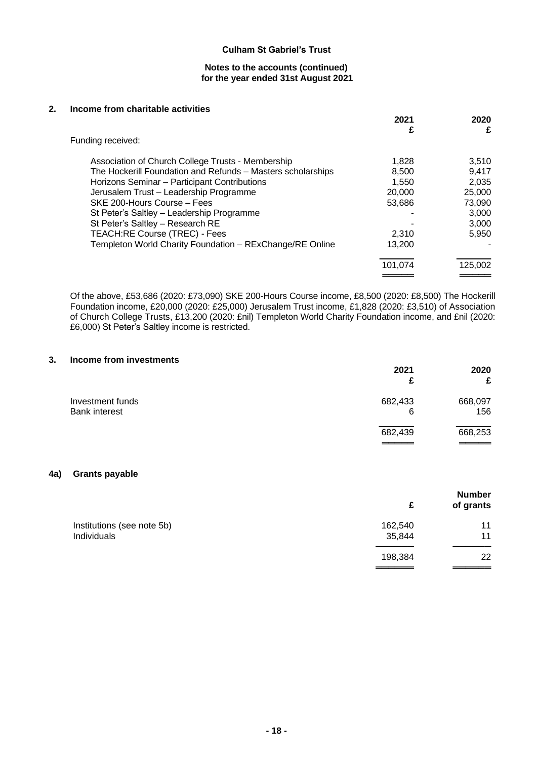**Culham St Gabriel's Trust**

**Notes to the accounts (continued)**
**for the year ended 31st August 2021**

## 2. Income from charitable activities

| | 2021 £ | 2020 £ |
|---|---|---|
| Funding received: | | |
| Association of Church College Trusts - Membership | 1,828 | 3,510 |
| The Hockerill Foundation and Refunds – Masters scholarships | 8,500 | 9,417 |
| Horizons Seminar – Participant Contributions | 1,550 | 2,035 |
| Jerusalem Trust – Leadership Programme | 20,000 | 25,000 |
| SKE 200-Hours Course – Fees | 53,686 | 73,090 |
| St Peter's Saltley – Leadership Programme | - | 3,000 |
| St Peter's Saltley – Research RE | - | 3,000 |
| TEACH:RE Course (TREC) - Fees | 2,310 | 5,950 |
| Templeton World Charity Foundation – RExChange/RE Online | 13,200 | - |
| | 101,074 | 125,002 |

Of the above, £53,686 (2020: £73,090) SKE 200-Hours Course income, £8,500 (2020: £8,500) The Hockerill Foundation income, £20,000 (2020: £25,000) Jerusalem Trust income, £1,828 (2020: £3,510) of Association of Church College Trusts, £13,200 (2020: £nil) Templeton World Charity Foundation income, and £nil (2020: £6,000) St Peter's Saltley income is restricted.

## 3. Income from investments

| | 2021 £ | 2020 £ |
|---|---|---|
| Investment funds | 682,433 | 668,097 |
| Bank interest | 6 | 156 |
| | 682,439 | 668,253 |

## 4a) Grants payable

| | £ | Number of grants |
|---|---|---|
| Institutions (see note 5b) | 162,540 | 11 |
| Individuals | 35,844 | 11 |
| | 198,384 | 22 |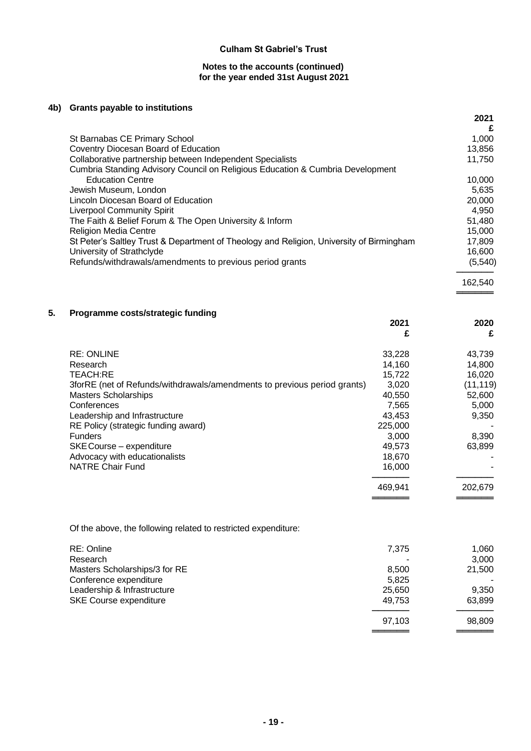**Culham St Gabriel's Trust**

**Notes to the accounts (continued)**
**for the year ended 31st August 2021**

## 4b) Grants payable to institutions

| | 2021 |
|---|---|
| | £ |
| St Barnabas CE Primary School | 1,000 |
| Coventry Diocesan Board of Education | 13,856 |
| Collaborative partnership between Independent Specialists | 11,750 |
| Cumbria Standing Advisory Council on Religious Education & Cumbria Development Education Centre | 10,000 |
| Jewish Museum, London | 5,635 |
| Lincoln Diocesan Board of Education | 20,000 |
| Liverpool Community Spirit | 4,950 |
| The Faith & Belief Forum & The Open University & Inform | 51,480 |
| Religion Media Centre | 15,000 |
| St Peter's Saltley Trust & Department of Theology and Religion, University of Birmingham | 17,809 |
| University of Strathclyde | 16,600 |
| Refunds/withdrawals/amendments to previous period grants | (5,540) |
| | 162,540 |

## 5. Programme costs/strategic funding

| | 2021 | 2020 |
|---|---|---|
| | £ | £ |
| RE: ONLINE | 33,228 | 43,739 |
| Research | 14,160 | 14,800 |
| TEACH:RE | 15,722 | 16,020 |
| 3forRE (net of Refunds/withdrawals/amendments to previous period grants) | 3,020 | (11,119) |
| Masters Scholarships | 40,550 | 52,600 |
| Conferences | 7,565 | 5,000 |
| Leadership and Infrastructure | 43,453 | 9,350 |
| RE Policy (strategic funding award) | 225,000 | - |
| Funders | 3,000 | 8,390 |
| SKE Course – expenditure | 49,573 | 63,899 |
| Advocacy with educationalists | 18,670 | - |
| NATRE Chair Fund | 16,000 | - |
| | 469,941 | 202,679 |

Of the above, the following related to restricted expenditure:

| | 2021 | 2020 |
|---|---|---|
| RE: Online | 7,375 | 1,060 |
| Research | - | 3,000 |
| Masters Scholarships/3 for RE | 8,500 | 21,500 |
| Conference expenditure | 5,825 | - |
| Leadership & Infrastructure | 25,650 | 9,350 |
| SKE Course expenditure | 49,753 | 63,899 |
| | 97,103 | 98,809 |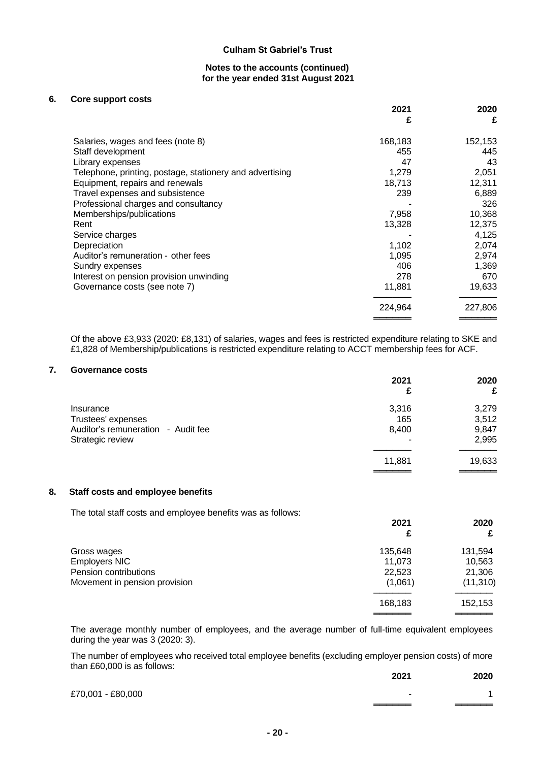**Culham St Gabriel's Trust**

**Notes to the accounts (continued)**
**for the year ended 31st August 2021**

## 6. Core support costs

| | 2021<br>£ | 2020<br>£ |
|---|---|---|
| Salaries, wages and fees (note 8) | 168,183 | 152,153 |
| Staff development | 455 | 445 |
| Library expenses | 47 | 43 |
| Telephone, printing, postage, stationery and advertising | 1,279 | 2,051 |
| Equipment, repairs and renewals | 18,713 | 12,311 |
| Travel expenses and subsistence | 239 | 6,889 |
| Professional charges and consultancy | - | 326 |
| Memberships/publications | 7,958 | 10,368 |
| Rent | 13,328 | 12,375 |
| Service charges | - | 4,125 |
| Depreciation | 1,102 | 2,074 |
| Auditor's remuneration - other fees | 1,095 | 2,974 |
| Sundry expenses | 406 | 1,369 |
| Interest on pension provision unwinding | 278 | 670 |
| Governance costs (see note 7) | 11,881 | 19,633 |
| | 224,964 | 227,806 |

Of the above £3,933 (2020: £8,131) of salaries, wages and fees is restricted expenditure relating to SKE and £1,828 of Membership/publications is restricted expenditure relating to ACCT membership fees for ACF.

## 7. Governance costs

| | 2021<br>£ | 2020<br>£ |
|---|---|---|
| Insurance | 3,316 | 3,279 |
| Trustees' expenses | 165 | 3,512 |
| Auditor's remuneration - Audit fee | 8,400 | 9,847 |
| Strategic review | - | 2,995 |
| | 11,881 | 19,633 |

## 8. Staff costs and employee benefits

The total staff costs and employee benefits was as follows:

| | 2021<br>£ | 2020<br>£ |
|---|---|---|
| Gross wages | 135,648 | 131,594 |
| Employers NIC | 11,073 | 10,563 |
| Pension contributions | 22,523 | 21,306 |
| Movement in pension provision | (1,061) | (11,310) |
| | 168,183 | 152,153 |

The average monthly number of employees, and the average number of full-time equivalent employees during the year was 3 (2020: 3).

The number of employees who received total employee benefits (excluding employer pension costs) of more than £60,000 is as follows:

| | 2021 | 2020 |
|---|---|---|
| £70,001 - £80,000 | - | 1 |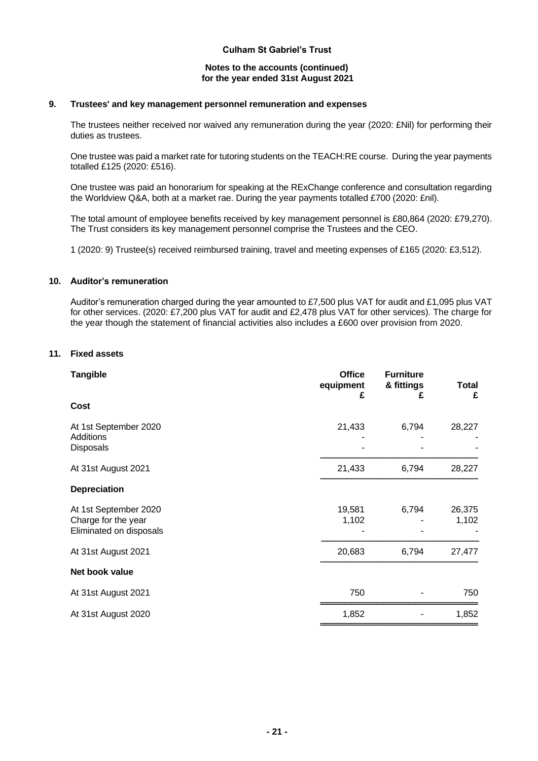**Culham St Gabriel's Trust**

**Notes to the accounts (continued)**
**for the year ended 31st August 2021**

## 9. Trustees' and key management personnel remuneration and expenses

The trustees neither received nor waived any remuneration during the year (2020: £Nil) for performing their duties as trustees.

One trustee was paid a market rate for tutoring students on the TEACH:RE course. During the year payments totalled £125 (2020: £516).

One trustee was paid an honorarium for speaking at the RExChange conference and consultation regarding the Worldview Q&A, both at a market rae. During the year payments totalled £700 (2020: £nil).

The total amount of employee benefits received by key management personnel is £80,864 (2020: £79,270). The Trust considers its key management personnel comprise the Trustees and the CEO.

1 (2020: 9) Trustee(s) received reimbursed training, travel and meeting expenses of £165 (2020: £3,512).

## 10. Auditor's remuneration

Auditor's remuneration charged during the year amounted to £7,500 plus VAT for audit and £1,095 plus VAT for other services. (2020: £7,200 plus VAT for audit and £2,478 plus VAT for other services). The charge for the year though the statement of financial activities also includes a £600 over provision from 2020.

## 11. Fixed assets

| Tangible | Office equipment £ | Furniture & fittings £ | Total £ |
|---|---|---|---|
| **Cost** | | | |
| At 1st September 2020 | 21,433 | 6,794 | 28,227 |
| Additions | - | - | - |
| Disposals | - | - | - |
| At 31st August 2021 | 21,433 | 6,794 | 28,227 |
| **Depreciation** | | | |
| At 1st September 2020 | 19,581 | 6,794 | 26,375 |
| Charge for the year | 1,102 | - | 1,102 |
| Eliminated on disposals | - | - | - |
| At 31st August 2021 | 20,683 | 6,794 | 27,477 |
| **Net book value** | | | |
| At 31st August 2021 | 750 | - | 750 |
| At 31st August 2020 | 1,852 | - | 1,852 |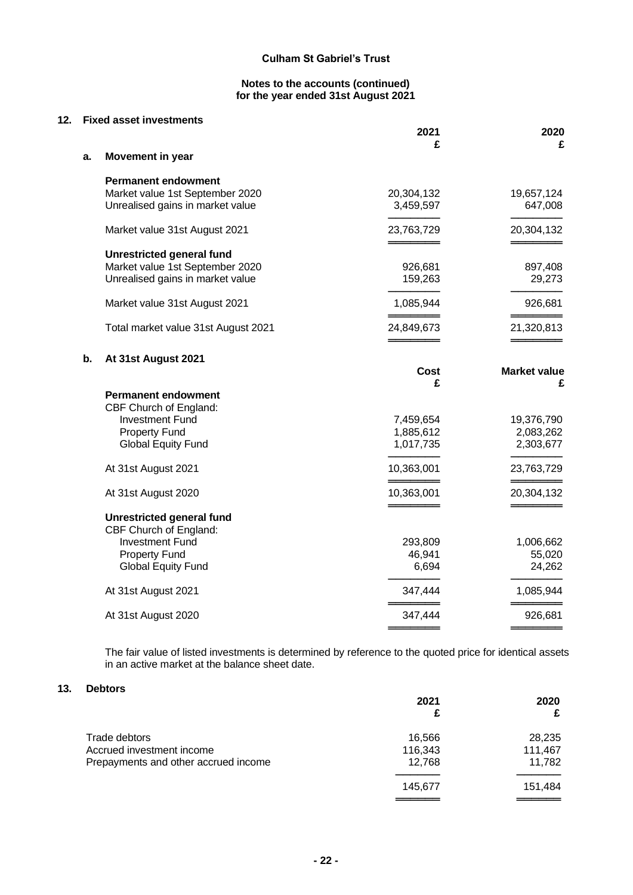# Culham St Gabriel's Trust

## Notes to the accounts (continued)
## for the year ended 31st August 2021

### 12. Fixed asset investments

**a. Movement in year**

| | 2021 £ | 2020 £ |
|---|---|---|
| **Permanent endowment** | | |
| Market value 1st September 2020 | 20,304,132 | 19,657,124 |
| Unrealised gains in market value | 3,459,597 | 647,008 |
| Market value 31st August 2021 | 23,763,729 | 20,304,132 |
| **Unrestricted general fund** | | |
| Market value 1st September 2020 | 926,681 | 897,408 |
| Unrealised gains in market value | 159,263 | 29,273 |
| Market value 31st August 2021 | 1,085,944 | 926,681 |
| Total market value 31st August 2021 | 24,849,673 | 21,320,813 |

**b. At 31st August 2021**

| | Cost £ | Market value £ |
|---|---|---|
| **Permanent endowment** | | |
| CBF Church of England: | | |
| Investment Fund | 7,459,654 | 19,376,790 |
| Property Fund | 1,885,612 | 2,083,262 |
| Global Equity Fund | 1,017,735 | 2,303,677 |
| At 31st August 2021 | 10,363,001 | 23,763,729 |
| At 31st August 2020 | 10,363,001 | 20,304,132 |
| **Unrestricted general fund** | | |
| CBF Church of England: | | |
| Investment Fund | 293,809 | 1,006,662 |
| Property Fund | 46,941 | 55,020 |
| Global Equity Fund | 6,694 | 24,262 |
| At 31st August 2021 | 347,444 | 1,085,944 |
| At 31st August 2020 | 347,444 | 926,681 |

The fair value of listed investments is determined by reference to the quoted price for identical assets in an active market at the balance sheet date.

### 13. Debtors

| | 2021 £ | 2020 £ |
|---|---|---|
| Trade debtors | 16,566 | 28,235 |
| Accrued investment income | 116,343 | 111,467 |
| Prepayments and other accrued income | 12,768 | 11,782 |
| | 145,677 | 151,484 |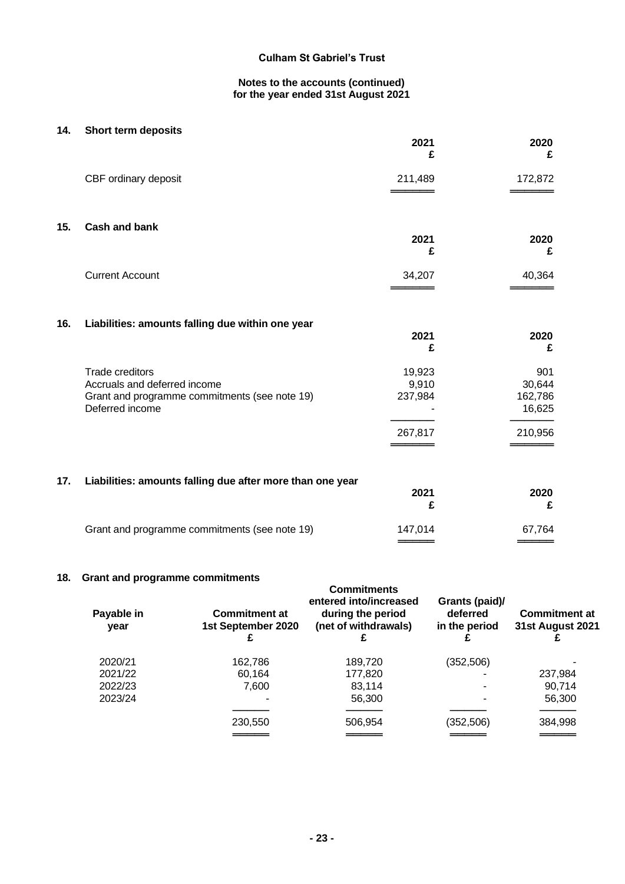**Culham St Gabriel's Trust**

**Notes to the accounts (continued)**
**for the year ended 31st August 2021**

## 14. Short term deposits

| | 2021 £ | 2020 £ |
|---|---|---|
| CBF ordinary deposit | 211,489 | 172,872 |

## 15. Cash and bank

| | 2021 £ | 2020 £ |
|---|---|---|
| Current Account | 34,207 | 40,364 |

## 16. Liabilities: amounts falling due within one year

| | 2021 £ | 2020 £ |
|---|---|---|
| Trade creditors | 19,923 | 901 |
| Accruals and deferred income | 9,910 | 30,644 |
| Grant and programme commitments (see note 19) | 237,984 | 162,786 |
| Deferred income | - | 16,625 |
| | 267,817 | 210,956 |

## 17. Liabilities: amounts falling due after more than one year

| | 2021 £ | 2020 £ |
|---|---|---|
| Grant and programme commitments (see note 19) | 147,014 | 67,764 |

## 18. Grant and programme commitments

| Payable in year | Commitment at 1st September 2020 £ | Commitments entered into/increased during the period (net of withdrawals) £ | Grants (paid)/ deferred in the period £ | Commitment at 31st August 2021 £ |
|---|---|---|---|---|
| 2020/21 | 162,786 | 189,720 | (352,506) | - |
| 2021/22 | 60,164 | 177,820 | - | 237,984 |
| 2022/23 | 7,600 | 83,114 | - | 90,714 |
| 2023/24 | - | 56,300 | - | 56,300 |
| | 230,550 | 506,954 | (352,506) | 384,998 |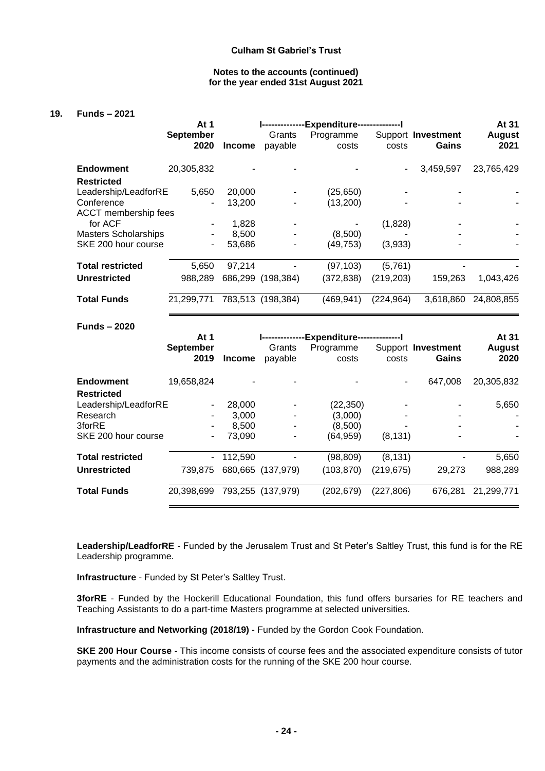**Culham St Gabriel's Trust**

**Notes to the accounts (continued)**
**for the year ended 31st August 2021**

## 19. Funds – 2021

| | At 1 September 2020 | Income | Expenditure: Grants payable | Expenditure: Programme costs | Expenditure: Support costs | Investment Gains | At 31 August 2021 |
|---|---|---|---|---|---|---|---|
| **Endowment** | 20,305,832 | - | - | - | - | 3,459,597 | 23,765,429 |
| **Restricted** | | | | | | | |
| Leadership/LeadforRE | 5,650 | 20,000 | - | (25,650) | - | - | - |
| Conference | - | 13,200 | - | (13,200) | - | - | - |
| ACCT membership fees for ACF | - | 1,828 | - | - | (1,828) | - | - |
| Masters Scholarships | - | 8,500 | - | (8,500) | - | - | - |
| SKE 200 hour course | - | 53,686 | - | (49,753) | (3,933) | - | - |
| **Total restricted** | 5,650 | 97,214 | - | (97,103) | (5,761) | - | - |
| **Unrestricted** | 988,289 | 686,299 | (198,384) | (372,838) | (219,203) | 159,263 | 1,043,426 |
| **Total Funds** | 21,299,771 | 783,513 | (198,384) | (469,941) | (224,964) | 3,618,860 | 24,808,855 |

**Funds – 2020**

| | At 1 September 2019 | Income | Expenditure: Grants payable | Expenditure: Programme costs | Expenditure: Support costs | Investment Gains | At 31 August 2020 |
|---|---|---|---|---|---|---|---|
| **Endowment** | 19,658,824 | - | - | - | - | 647,008 | 20,305,832 |
| **Restricted** | | | | | | | |
| Leadership/LeadforRE | - | 28,000 | - | (22,350) | - | - | 5,650 |
| Research | - | 3,000 | - | (3,000) | - | - | - |
| 3forRE | - | 8,500 | - | (8,500) | - | - | - |
| SKE 200 hour course | - | 73,090 | - | (64,959) | (8,131) | - | - |
| **Total restricted** | - | 112,590 | - | (98,809) | (8,131) | - | 5,650 |
| **Unrestricted** | 739,875 | 680,665 | (137,979) | (103,870) | (219,675) | 29,273 | 988,289 |
| **Total Funds** | 20,398,699 | 793,255 | (137,979) | (202,679) | (227,806) | 676,281 | 21,299,771 |

**Leadership/LeadforRE** - Funded by the Jerusalem Trust and St Peter's Saltley Trust, this fund is for the RE Leadership programme.

**Infrastructure** - Funded by St Peter's Saltley Trust.

**3forRE** - Funded by the Hockerill Educational Foundation, this fund offers bursaries for RE teachers and Teaching Assistants to do a part-time Masters programme at selected universities.

**Infrastructure and Networking (2018/19)** - Funded by the Gordon Cook Foundation.

**SKE 200 Hour Course** - This income consists of course fees and the associated expenditure consists of tutor payments and the administration costs for the running of the SKE 200 hour course.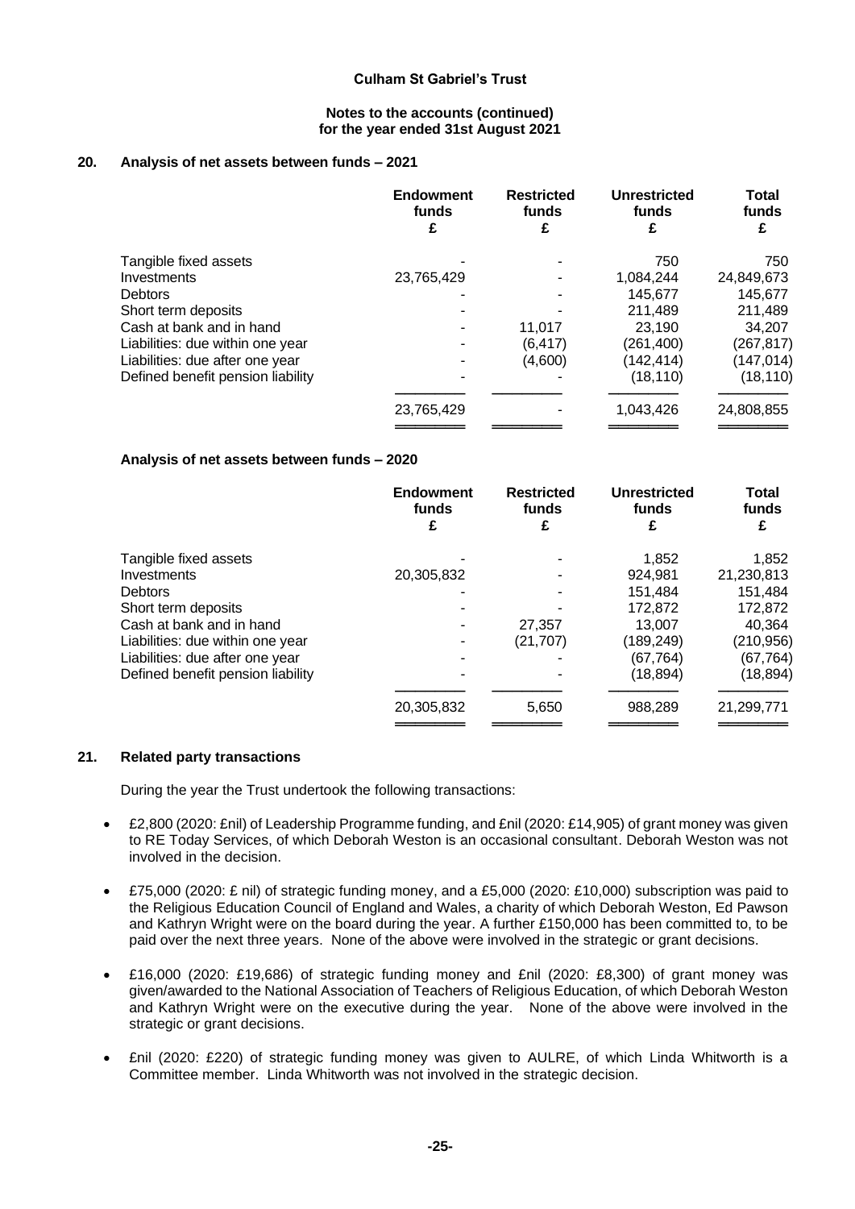## 20. Analysis of net assets between funds – 2021

| | Endowment funds £ | Restricted funds £ | Unrestricted funds £ | Total funds £ |
|---|---|---|---|---|
| Tangible fixed assets | - | - | 750 | 750 |
| Investments | 23,765,429 | - | 1,084,244 | 24,849,673 |
| Debtors | - | - | 145,677 | 145,677 |
| Short term deposits | - | - | 211,489 | 211,489 |
| Cash at bank and in hand | - | 11,017 | 23,190 | 34,207 |
| Liabilities: due within one year | - | (6,417) | (261,400) | (267,817) |
| Liabilities: due after one year | - | (4,600) | (142,414) | (147,014) |
| Defined benefit pension liability | - | - | (18,110) | (18,110) |
| | 23,765,429 | - | 1,043,426 | 24,808,855 |

### Analysis of net assets between funds – 2020

| | Endowment funds £ | Restricted funds £ | Unrestricted funds £ | Total funds £ |
|---|---|---|---|---|
| Tangible fixed assets | - | - | 1,852 | 1,852 |
| Investments | 20,305,832 | - | 924,981 | 21,230,813 |
| Debtors | - | - | 151,484 | 151,484 |
| Short term deposits | - | - | 172,872 | 172,872 |
| Cash at bank and in hand | - | 27,357 | 13,007 | 40,364 |
| Liabilities: due within one year | - | (21,707) | (189,249) | (210,956) |
| Liabilities: due after one year | - | - | (67,764) | (67,764) |
| Defined benefit pension liability | - | - | (18,894) | (18,894) |
| | 20,305,832 | 5,650 | 988,289 | 21,299,771 |

## 21. Related party transactions

During the year the Trust undertook the following transactions:

- £2,800 (2020: £nil) of Leadership Programme funding, and £nil (2020: £14,905) of grant money was given to RE Today Services, of which Deborah Weston is an occasional consultant. Deborah Weston was not involved in the decision.
- £75,000 (2020: £ nil) of strategic funding money, and a £5,000 (2020: £10,000) subscription was paid to the Religious Education Council of England and Wales, a charity of which Deborah Weston, Ed Pawson and Kathryn Wright were on the board during the year. A further £150,000 has been committed to, to be paid over the next three years. None of the above were involved in the strategic or grant decisions.
- £16,000 (2020: £19,686) of strategic funding money and £nil (2020: £8,300) of grant money was given/awarded to the National Association of Teachers of Religious Education, of which Deborah Weston and Kathryn Wright were on the executive during the year. None of the above were involved in the strategic or grant decisions.
- £nil (2020: £220) of strategic funding money was given to AULRE, of which Linda Whitworth is a Committee member. Linda Whitworth was not involved in the strategic decision.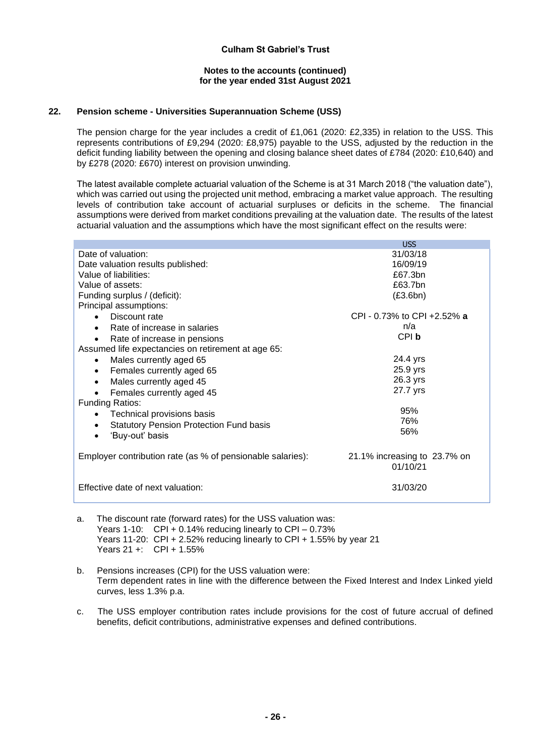## 22. Pension scheme - Universities Superannuation Scheme (USS)

The pension charge for the year includes a credit of £1,061 (2020: £2,335) in relation to the USS. This represents contributions of £9,294 (2020: £8,975) payable to the USS, adjusted by the reduction in the deficit funding liability between the opening and closing balance sheet dates of £784 (2020: £10,640) and by £278 (2020: £670) interest on provision unwinding.

The latest available complete actuarial valuation of the Scheme is at 31 March 2018 ("the valuation date"), which was carried out using the projected unit method, embracing a market value approach. The resulting levels of contribution take account of actuarial surpluses or deficits in the scheme. The financial assumptions were derived from market conditions prevailing at the valuation date. The results of the latest actuarial valuation and the assumptions which have the most significant effect on the results were:

| | USS |
|---|---|
| Date of valuation: | 31/03/18 |
| Date valuation results published: | 16/09/19 |
| Value of liabilities: | £67.3bn |
| Value of assets: | £63.7bn |
| Funding surplus / (deficit): | (£3.6bn) |
| Principal assumptions: | |
| • Discount rate | CPI - 0.73% to CPI +2.52% **a** |
| • Rate of increase in salaries | n/a |
| • Rate of increase in pensions | CPI **b** |
| Assumed life expectancies on retirement at age 65: | |
| • Males currently aged 65 | 24.4 yrs |
| • Females currently aged 65 | 25.9 yrs |
| • Males currently aged 45 | 26.3 yrs |
| • Females currently aged 45 | 27.7 yrs |
| Funding Ratios: | |
| • Technical provisions basis | 95% |
| • Statutory Pension Protection Fund basis | 76% |
| • 'Buy-out' basis | 56% |
| Employer contribution rate (as % of pensionable salaries): | 21.1% increasing to 23.7% on 01/10/21 |
| Effective date of next valuation: | 31/03/20 |

a. The discount rate (forward rates) for the USS valuation was:
   Years 1-10: CPI + 0.14% reducing linearly to CPI – 0.73%
   Years 11-20: CPI + 2.52% reducing linearly to CPI + 1.55% by year 21
   Years 21 +: CPI + 1.55%

b. Pensions increases (CPI) for the USS valuation were:
   Term dependent rates in line with the difference between the Fixed Interest and Index Linked yield curves, less 1.3% p.a.

c. The USS employer contribution rates include provisions for the cost of future accrual of defined benefits, deficit contributions, administrative expenses and defined contributions.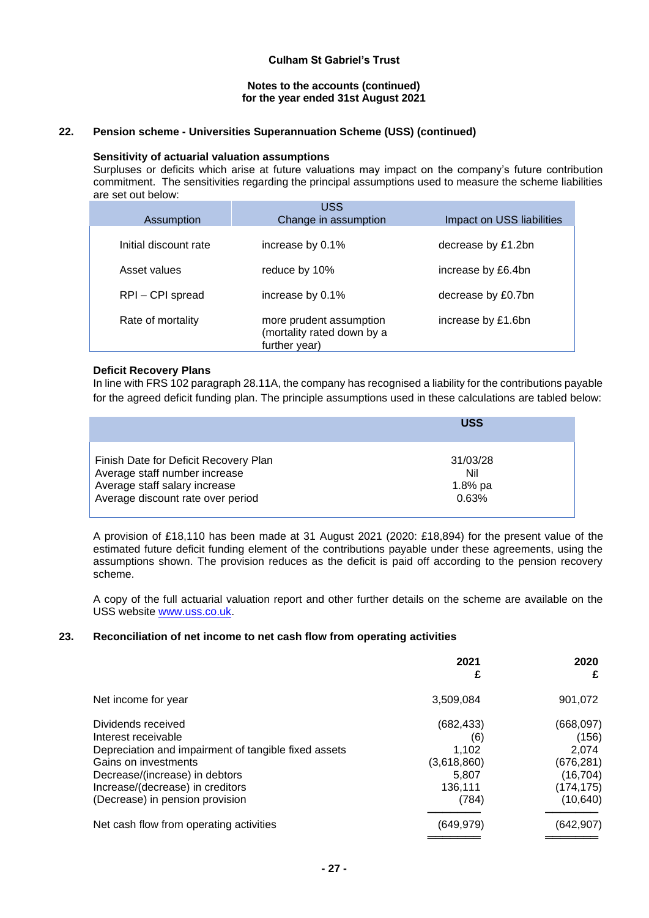## 22. Pension scheme - Universities Superannuation Scheme (USS) (continued)

### Sensitivity of actuarial valuation assumptions

Surpluses or deficits which arise at future valuations may impact on the company's future contribution commitment. The sensitivities regarding the principal assumptions used to measure the scheme liabilities are set out below:

| Assumption | USS Change in assumption | Impact on USS liabilities |
|---|---|---|
| Initial discount rate | increase by 0.1% | decrease by £1.2bn |
| Asset values | reduce by 10% | increase by £6.4bn |
| RPI – CPI spread | increase by 0.1% | decrease by £0.7bn |
| Rate of mortality | more prudent assumption (mortality rated down by a further year) | increase by £1.6bn |

### Deficit Recovery Plans

In line with FRS 102 paragraph 28.11A, the company has recognised a liability for the contributions payable for the agreed deficit funding plan. The principle assumptions used in these calculations are tabled below:

| | USS |
|---|---|
| Finish Date for Deficit Recovery Plan | 31/03/28 |
| Average staff number increase | Nil |
| Average staff salary increase | 1.8% pa |
| Average discount rate over period | 0.63% |

A provision of £18,110 has been made at 31 August 2021 (2020: £18,894) for the present value of the estimated future deficit funding element of the contributions payable under these agreements, using the assumptions shown. The provision reduces as the deficit is paid off according to the pension recovery scheme.

A copy of the full actuarial valuation report and other further details on the scheme are available on the USS website www.uss.co.uk.

## 23. Reconciliation of net income to net cash flow from operating activities

| | 2021 £ | 2020 £ |
|---|---|---|
| Net income for year | 3,509,084 | 901,072 |
| Dividends received | (682,433) | (668,097) |
| Interest receivable | (6) | (156) |
| Depreciation and impairment of tangible fixed assets | 1,102 | 2,074 |
| Gains on investments | (3,618,860) | (676,281) |
| Decrease/(increase) in debtors | 5,807 | (16,704) |
| Increase/(decrease) in creditors | 136,111 | (174,175) |
| (Decrease) in pension provision | (784) | (10,640) |
| Net cash flow from operating activities | (649,979) | (642,907) |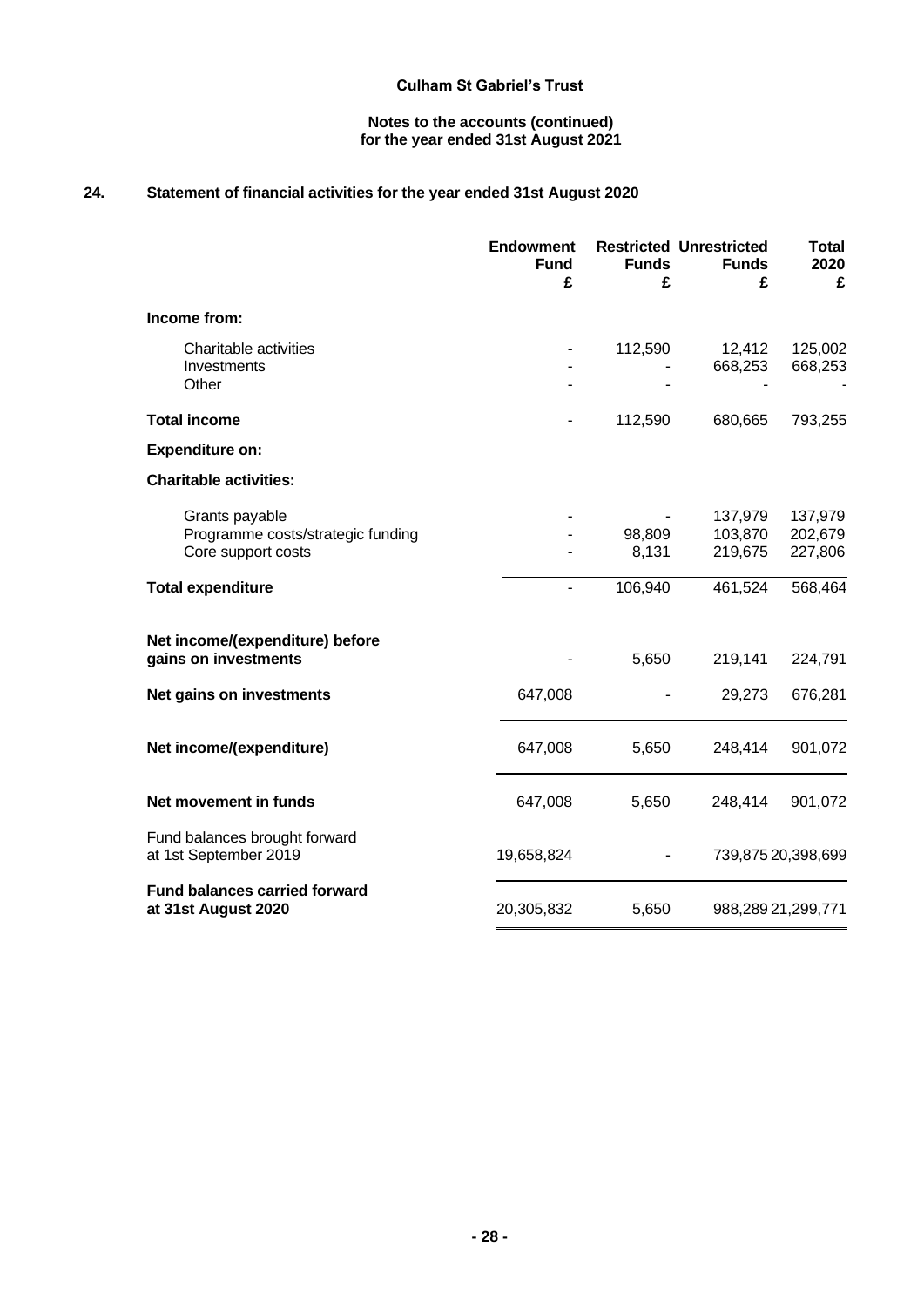# Culham St Gabriel's Trust

## Notes to the accounts (continued) for the year ended 31st August 2021

### 24. Statement of financial activities for the year ended 31st August 2020

| | Endowment Fund £ | Restricted Funds £ | Unrestricted Funds £ | Total 2020 £ |
|---|---|---|---|---|
| **Income from:** | | | | |
| Charitable activities | - | 112,590 | 12,412 | 125,002 |
| Investments | - | - | 668,253 | 668,253 |
| Other | - | - | - | - |
| **Total income** | - | 112,590 | 680,665 | 793,255 |
| **Expenditure on:** | | | | |
| **Charitable activities:** | | | | |
| Grants payable | - | - | 137,979 | 137,979 |
| Programme costs/strategic funding | - | 98,809 | 103,870 | 202,679 |
| Core support costs | - | 8,131 | 219,675 | 227,806 |
| **Total expenditure** | - | 106,940 | 461,524 | 568,464 |
| **Net income/(expenditure) before gains on investments** | - | 5,650 | 219,141 | 224,791 |
| **Net gains on investments** | 647,008 | - | 29,273 | 676,281 |
| **Net income/(expenditure)** | 647,008 | 5,650 | 248,414 | 901,072 |
| **Net movement in funds** | 647,008 | 5,650 | 248,414 | 901,072 |
| Fund balances brought forward at 1st September 2019 | 19,658,824 | - | 739,875 | 20,398,699 |
| **Fund balances carried forward at 31st August 2020** | 20,305,832 | 5,650 | 988,289 | 21,299,771 |